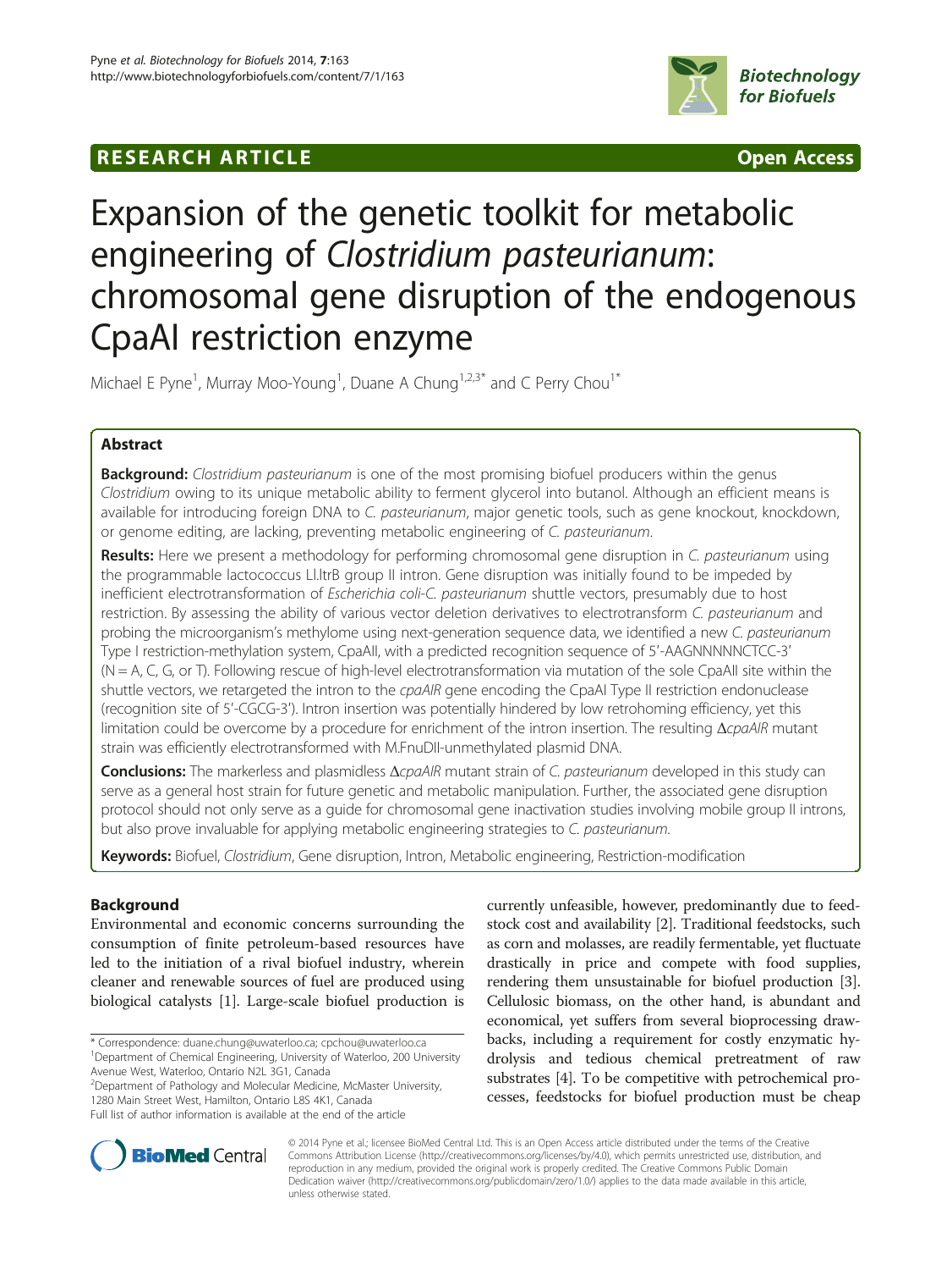**RESEARCH ARTICLE** **Open Access**

# Expansion of the genetic toolkit for metabolic engineering of *Clostridium pasteurianum*: chromosomal gene disruption of the endogenous CpaAI restriction enzyme

Michael E Pyne[1], Murray Moo-Young[1], Duane A Chung[1,2,3*] and C Perry Chou[1*]

## Abstract

**Background:** *Clostridium pasteurianum* is one of the most promising biofuel producers within the genus *Clostridium* owing to its unique metabolic ability to ferment glycerol into butanol. Although an efficient means is available for introducing foreign DNA to *C. pasteurianum*, major genetic tools, such as gene knockout, knockdown, or genome editing, are lacking, preventing metabolic engineering of *C. pasteurianum*.

**Results:** Here we present a methodology for performing chromosomal gene disruption in *C. pasteurianum* using the programmable lactococcus Ll.ltrB group II intron. Gene disruption was initially found to be impeded by inefficient electrotransformation of *Escherichia coli-C. pasteurianum* shuttle vectors, presumably due to host restriction. By assessing the ability of various vector deletion derivatives to electrotransform *C. pasteurianum* and probing the microorganism's methylome using next-generation sequence data, we identified a new *C. pasteurianum* Type I restriction-methylation system, CpaAII, with a predicted recognition sequence of 5′-AAGNNNNNCTCC-3′ (N = A, C, G, or T). Following rescue of high-level electrotransformation via mutation of the sole CpaAII site within the shuttle vectors, we retargeted the intron to the *cpaAIR* gene encoding the CpaAI Type II restriction endonuclease (recognition site of 5′-CGCG-3′). Intron insertion was potentially hindered by low retrohoming efficiency, yet this limitation could be overcome by a procedure for enrichment of the intron insertion. The resulting Δ*cpaAIR* mutant strain was efficiently electrotransformed with M.FnuDII-unmethylated plasmid DNA.

**Conclusions:** The markerless and plasmidless Δ*cpaAIR* mutant strain of *C. pasteurianum* developed in this study can serve as a general host strain for future genetic and metabolic manipulation. Further, the associated gene disruption protocol should not only serve as a guide for chromosomal gene inactivation studies involving mobile group II introns, but also prove invaluable for applying metabolic engineering strategies to *C. pasteurianum*.

**Keywords:** Biofuel, *Clostridium*, Gene disruption, Intron, Metabolic engineering, Restriction-modification

## Background

Environmental and economic concerns surrounding the consumption of finite petroleum-based resources have led to the initiation of a rival biofuel industry, wherein cleaner and renewable sources of fuel are produced using biological catalysts [1]. Large-scale biofuel production is currently unfeasible, however, predominantly due to feedstock cost and availability [2]. Traditional feedstocks, such as corn and molasses, are readily fermentable, yet fluctuate drastically in price and compete with food supplies, rendering them unsustainable for biofuel production [3]. Cellulosic biomass, on the other hand, is abundant and economical, yet suffers from several bioprocessing drawbacks, including a requirement for costly enzymatic hydrolysis and tedious chemical pretreatment of raw substrates [4]. To be competitive with petrochemical processes, feedstocks for biofuel production must be cheap

\* Correspondence: duane.chung@uwaterloo.ca; cpchou@uwaterloo.ca
[1]Department of Chemical Engineering, University of Waterloo, 200 University Avenue West, Waterloo, Ontario N2L 3G1, Canada
[2]Department of Pathology and Molecular Medicine, McMaster University, 1280 Main Street West, Hamilton, Ontario L8S 4K1, Canada
Full list of author information is available at the end of the article

© 2014 Pyne et al.; licensee BioMed Central Ltd. This is an Open Access article distributed under the terms of the Creative Commons Attribution License (http://creativecommons.org/licenses/by/4.0), which permits unrestricted use, distribution, and reproduction in any medium, provided the original work is properly credited. The Creative Commons Public Domain Dedication waiver (http://creativecommons.org/publicdomain/zero/1.0/) applies to the data made available in this article, unless otherwise stated.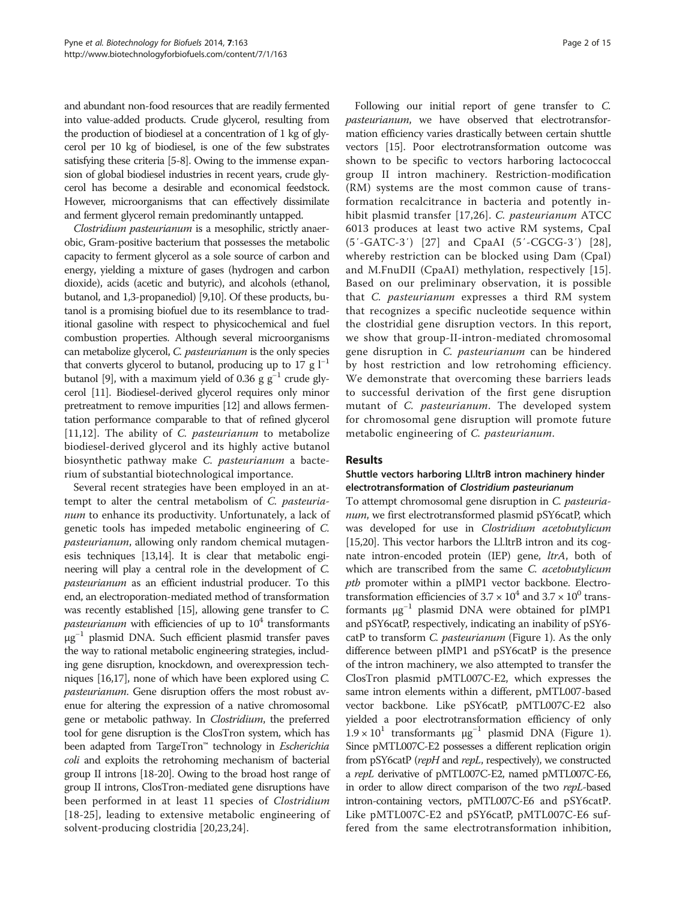and abundant non-food resources that are readily fermented into value-added products. Crude glycerol, resulting from the production of biodiesel at a concentration of 1 kg of glycerol per 10 kg of biodiesel, is one of the few substrates satisfying these criteria [5-8]. Owing to the immense expansion of global biodiesel industries in recent years, crude glycerol has become a desirable and economical feedstock. However, microorganisms that can effectively dissimilate and ferment glycerol remain predominantly untapped.

*Clostridium pasteurianum* is a mesophilic, strictly anaerobic, Gram-positive bacterium that possesses the metabolic capacity to ferment glycerol as a sole source of carbon and energy, yielding a mixture of gases (hydrogen and carbon dioxide), acids (acetic and butyric), and alcohols (ethanol, butanol, and 1,3-propanediol) [9,10]. Of these products, butanol is a promising biofuel due to its resemblance to traditional gasoline with respect to physicochemical and fuel combustion properties. Although several microorganisms can metabolize glycerol, *C. pasteurianum* is the only species that converts glycerol to butanol, producing up to 17 g $l^{-1}$ butanol [9], with a maximum yield of 0.36 g $g^{-1}$ crude glycerol [11]. Biodiesel-derived glycerol requires only minor pretreatment to remove impurities [12] and allows fermentation performance comparable to that of refined glycerol [11,12]. The ability of *C. pasteurianum* to metabolize biodiesel-derived glycerol and its highly active butanol biosynthetic pathway make *C. pasteurianum* a bacterium of substantial biotechnological importance.

Several recent strategies have been employed in an attempt to alter the central metabolism of *C. pasteurianum* to enhance its productivity. Unfortunately, a lack of genetic tools has impeded metabolic engineering of *C. pasteurianum*, allowing only random chemical mutagenesis techniques [13,14]. It is clear that metabolic engineering will play a central role in the development of *C. pasteurianum* as an efficient industrial producer. To this end, an electroporation-mediated method of transformation was recently established [15], allowing gene transfer to *C. pasteurianum* with efficiencies of up to $10^4$ transformants $\mu g^{-1}$ plasmid DNA. Such efficient plasmid transfer paves the way to rational metabolic engineering strategies, including gene disruption, knockdown, and overexpression techniques [16,17], none of which have been explored using *C. pasteurianum*. Gene disruption offers the most robust avenue for altering the expression of a native chromosomal gene or metabolic pathway. In *Clostridium*, the preferred tool for gene disruption is the ClosTron system, which has been adapted from TargeTron™ technology in *Escherichia coli* and exploits the retrohoming mechanism of bacterial group II introns [18-20]. Owing to the broad host range of group II introns, ClosTron-mediated gene disruptions have been performed in at least 11 species of *Clostridium* [18-25], leading to extensive metabolic engineering of solvent-producing clostridia [20,23,24].

Following our initial report of gene transfer to *C. pasteurianum*, we have observed that electrotransformation efficiency varies drastically between certain shuttle vectors [15]. Poor electrotransformation outcome was shown to be specific to vectors harboring lactococcal group II intron machinery. Restriction-modification (RM) systems are the most common cause of transformation recalcitrance in bacteria and potently inhibit plasmid transfer [17,26]. *C. pasteurianum* ATCC 6013 produces at least two active RM systems, CpaI (5′-GATC-3′) [27] and CpaAI (5′-CGCG-3′) [28], whereby restriction can be blocked using Dam (CpaI) and M.FnuDII (CpaAI) methylation, respectively [15]. Based on our preliminary observation, it is possible that *C. pasteurianum* expresses a third RM system that recognizes a specific nucleotide sequence within the clostridial gene disruption vectors. In this report, we show that group-II-intron-mediated chromosomal gene disruption in *C. pasteurianum* can be hindered by host restriction and low retrohoming efficiency. We demonstrate that overcoming these barriers leads to successful derivation of the first gene disruption mutant of *C. pasteurianum*. The developed system for chromosomal gene disruption will promote future metabolic engineering of *C. pasteurianum*.

## Results

### Shuttle vectors harboring Ll.ltrB intron machinery hinder electrotransformation of *Clostridium pasteurianum*

To attempt chromosomal gene disruption in *C. pasteurianum*, we first electrotransformed plasmid pSY6catP, which was developed for use in *Clostridium acetobutylicum* [15,20]. This vector harbors the Ll.ltrB intron and its cognate intron-encoded protein (IEP) gene, *ltrA*, both of which are transcribed from the same *C. acetobutylicum ptb* promoter within a pIMP1 vector backbone. Electrotransformation efficiencies of $3.7 \times 10^4$ and $3.7 \times 10^0$ transformants $\mu g^{-1}$ plasmid DNA were obtained for pIMP1 and pSY6catP, respectively, indicating an inability of pSY6catP to transform *C. pasteurianum* (Figure 1). As the only difference between pIMP1 and pSY6catP is the presence of the intron machinery, we also attempted to transfer the ClosTron plasmid pMTL007C-E2, which expresses the same intron elements within a different, pMTL007-based vector backbone. Like pSY6catP, pMTL007C-E2 also yielded a poor electrotransformation efficiency of only $1.9 \times 10^1$ transformants $\mu g^{-1}$ plasmid DNA (Figure 1). Since pMTL007C-E2 possesses a different replication origin from pSY6catP (*repH* and *repL*, respectively), we constructed a *repL* derivative of pMTL007C-E2, named pMTL007C-E6, in order to allow direct comparison of the two *repL*-based intron-containing vectors, pMTL007C-E6 and pSY6catP. Like pMTL007C-E2 and pSY6catP, pMTL007C-E6 suffered from the same electrotransformation inhibition,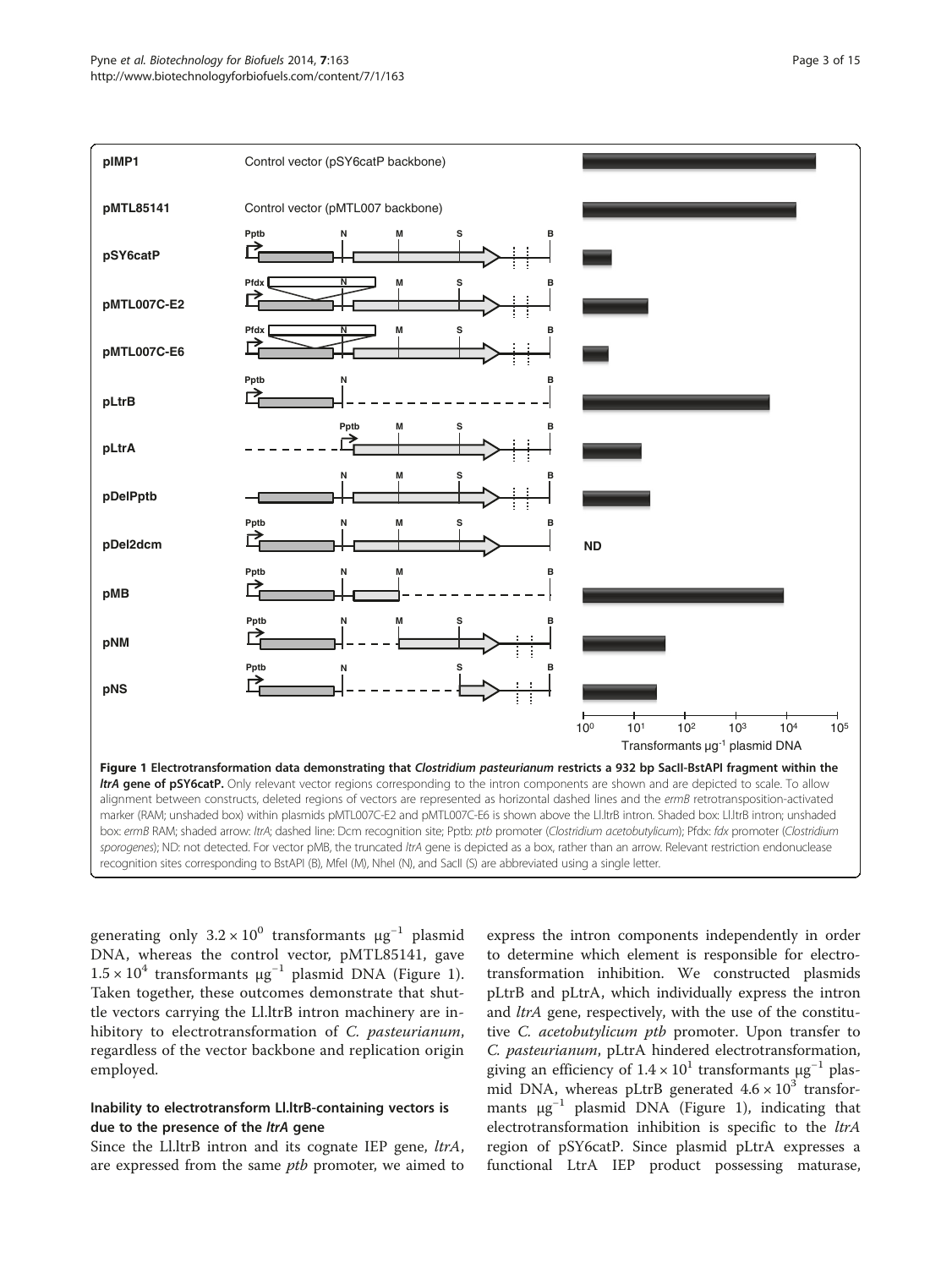**Figure 1 Electrotransformation data demonstrating that *Clostridium pasteurianum* restricts a 932 bp SacII-BstAPI fragment within the *ltrA* gene of pSY6catP.** Only relevant vector regions corresponding to the intron components are shown and are depicted to scale. To allow alignment between constructs, deleted regions of vectors are represented as horizontal dashed lines and the *ermB* retrotransposition-activated marker (RAM; unshaded box) within plasmids pMTL007C-E2 and pMTL007C-E6 is shown above the Ll.ltrB intron. Shaded box: Ll.ltrB intron; unshaded box: *ermB* RAM; shaded arrow: *ltrA*; dashed line: Dcm recognition site; Pptb: *ptb* promoter (*Clostridium acetobutylicum*); Pfdx: *fdx* promoter (*Clostridium sporogenes*); ND: not detected. For vector pMB, the truncated *ltrA* gene is depicted as a box, rather than an arrow. Relevant restriction endonuclease recognition sites corresponding to BstAPI (B), MfeI (M), NheI (N), and SacII (S) are abbreviated using a single letter.

generating only $3.2 \times 10^0$ transformants $\mu g^{-1}$ plasmid DNA, whereas the control vector, pMTL85141, gave $1.5 \times 10^4$ transformants $\mu g^{-1}$ plasmid DNA (Figure 1). Taken together, these outcomes demonstrate that shuttle vectors carrying the Ll.ltrB intron machinery are inhibitory to electrotransformation of *C. pasteurianum*, regardless of the vector backbone and replication origin employed.

### Inability to electrotransform Ll.ltrB-containing vectors is due to the presence of the *ltrA* gene

Since the Ll.ltrB intron and its cognate IEP gene, *ltrA*, are expressed from the same *ptb* promoter, we aimed to express the intron components independently in order to determine which element is responsible for electrotransformation inhibition. We constructed plasmids pLtrB and pLtrA, which individually express the intron and *ltrA* gene, respectively, with the use of the constitutive *C. acetobutylicum ptb* promoter. Upon transfer to *C. pasteurianum*, pLtrA hindered electrotransformation, giving an efficiency of $1.4 \times 10^1$ transformants $\mu g^{-1}$ plasmid DNA, whereas pLtrB generated $4.6 \times 10^3$ transformants $\mu g^{-1}$ plasmid DNA (Figure 1), indicating that electrotransformation inhibition is specific to the *ltrA* region of pSY6catP. Since plasmid pLtrA expresses a functional LtrA IEP product possessing maturase,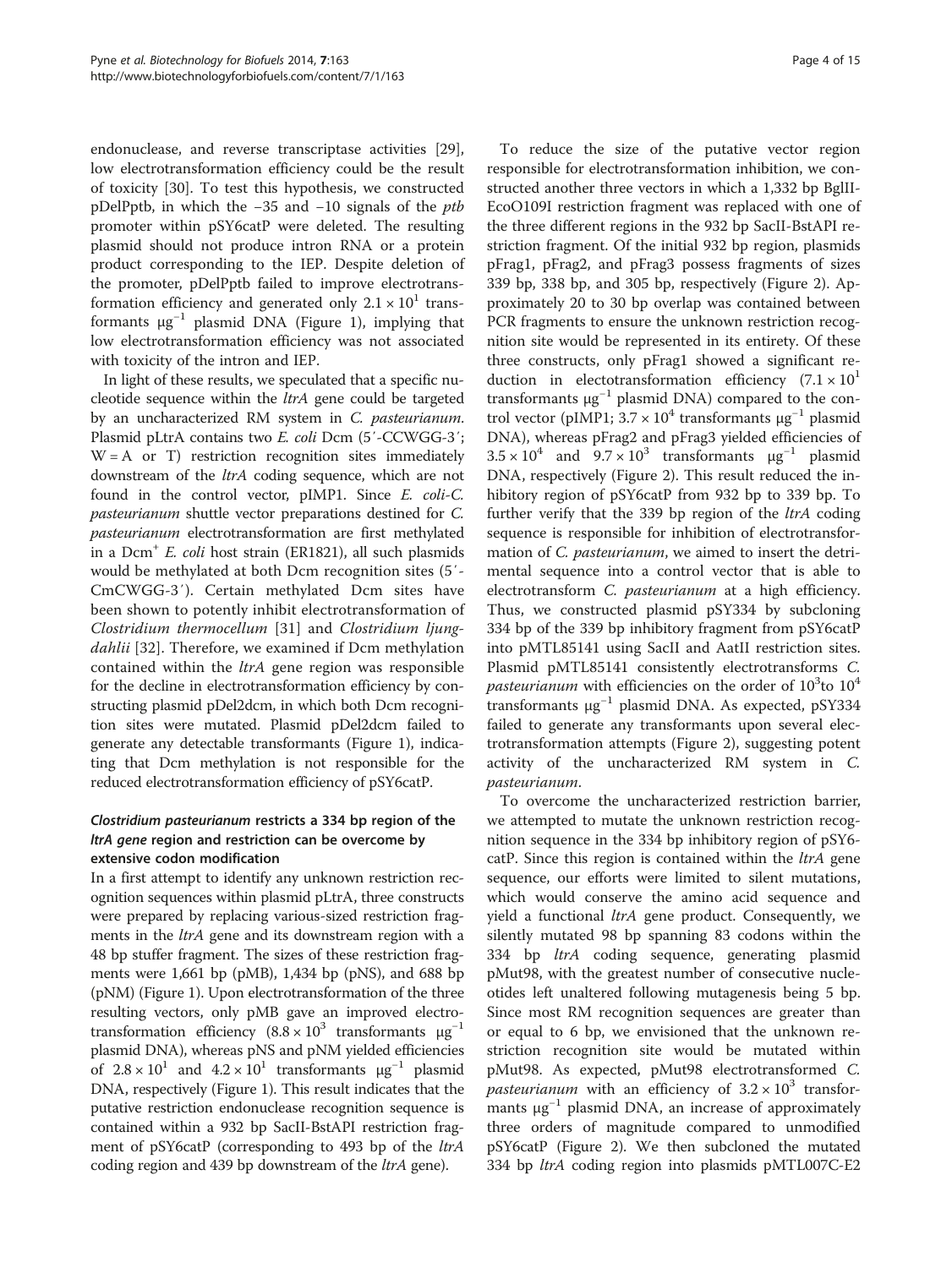endonuclease, and reverse transcriptase activities [29], low electrotransformation efficiency could be the result of toxicity [30]. To test this hypothesis, we constructed pDelPptb, in which the −35 and −10 signals of the *ptb* promoter within pSY6catP were deleted. The resulting plasmid should not produce intron RNA or a protein product corresponding to the IEP. Despite deletion of the promoter, pDelPptb failed to improve electrotransformation efficiency and generated only $2.1 \times 10^1$ transformants $\mu g^{-1}$ plasmid DNA (Figure 1), implying that low electrotransformation efficiency was not associated with toxicity of the intron and IEP.

In light of these results, we speculated that a specific nucleotide sequence within the *ltrA* gene could be targeted by an uncharacterized RM system in *C. pasteurianum*. Plasmid pLtrA contains two *E. coli* Dcm (5′-CCWGG-3′; W = A or T) restriction recognition sites immediately downstream of the *ltrA* coding sequence, which are not found in the control vector, pIMP1. Since *E. coli-C. pasteurianum* shuttle vector preparations destined for *C. pasteurianum* electrotransformation are first methylated in a Dcm$^+$ *E. coli* host strain (ER1821), all such plasmids would be methylated at both Dcm recognition sites (5′-CmCWGG-3′). Certain methylated Dcm sites have been shown to potently inhibit electrotransformation of *Clostridium thermocellum* [31] and *Clostridium ljungdahlii* [32]. Therefore, we examined if Dcm methylation contained within the *ltrA* gene region was responsible for the decline in electrotransformation efficiency by constructing plasmid pDel2dcm, in which both Dcm recognition sites were mutated. Plasmid pDel2dcm failed to generate any detectable transformants (Figure 1), indicating that Dcm methylation is not responsible for the reduced electrotransformation efficiency of pSY6catP.

### *Clostridium pasteurianum* restricts a 334 bp region of the *ltrA gene* region and restriction can be overcome by extensive codon modification

In a first attempt to identify any unknown restriction recognition sequences within plasmid pLtrA, three constructs were prepared by replacing various-sized restriction fragments in the *ltrA* gene and its downstream region with a 48 bp stuffer fragment. The sizes of these restriction fragments were 1,661 bp (pMB), 1,434 bp (pNS), and 688 bp (pNM) (Figure 1). Upon electrotransformation of the three resulting vectors, only pMB gave an improved electrotransformation efficiency ($8.8 \times 10^3$ transformants $\mu g^{-1}$ plasmid DNA), whereas pNS and pNM yielded efficiencies of $2.8 \times 10^1$ and $4.2 \times 10^1$ transformants $\mu g^{-1}$ plasmid DNA, respectively (Figure 1). This result indicates that the putative restriction endonuclease recognition sequence is contained within a 932 bp SacII-BstAPI restriction fragment of pSY6catP (corresponding to 493 bp of the *ltrA* coding region and 439 bp downstream of the *ltrA* gene).

To reduce the size of the putative vector region responsible for electrotransformation inhibition, we constructed another three vectors in which a 1,332 bp BglII-EcoO109I restriction fragment was replaced with one of the three different regions in the 932 bp SacII-BstAPI restriction fragment. Of the initial 932 bp region, plasmids pFrag1, pFrag2, and pFrag3 possess fragments of sizes 339 bp, 338 bp, and 305 bp, respectively (Figure 2). Approximately 20 to 30 bp overlap was contained between PCR fragments to ensure the unknown restriction recognition site would be represented in its entirety. Of these three constructs, only pFrag1 showed a significant reduction in electotransformation efficiency ($7.1 \times 10^1$ transformants $\mu g^{-1}$ plasmid DNA) compared to the control vector (pIMP1; $3.7 \times 10^4$ transformants $\mu g^{-1}$ plasmid DNA), whereas pFrag2 and pFrag3 yielded efficiencies of $3.5 \times 10^4$ and $9.7 \times 10^3$ transformants $\mu g^{-1}$ plasmid DNA, respectively (Figure 2). This result reduced the inhibitory region of pSY6catP from 932 bp to 339 bp. To further verify that the 339 bp region of the *ltrA* coding sequence is responsible for inhibition of electrotransformation of *C. pasteurianum*, we aimed to insert the detrimental sequence into a control vector that is able to electrotransform *C. pasteurianum* at a high efficiency. Thus, we constructed plasmid pSY334 by subcloning 334 bp of the 339 bp inhibitory fragment from pSY6catP into pMTL85141 using SacII and AatII restriction sites. Plasmid pMTL85141 consistently electrotransforms *C. pasteurianum* with efficiencies on the order of $10^3$to $10^4$ transformants $\mu g^{-1}$ plasmid DNA. As expected, pSY334 failed to generate any transformants upon several electrotransformation attempts (Figure 2), suggesting potent activity of the uncharacterized RM system in *C. pasteurianum*.

To overcome the uncharacterized restriction barrier, we attempted to mutate the unknown restriction recognition sequence in the 334 bp inhibitory region of pSY6catP. Since this region is contained within the *ltrA* gene sequence, our efforts were limited to silent mutations, which would conserve the amino acid sequence and yield a functional *ltrA* gene product. Consequently, we silently mutated 98 bp spanning 83 codons within the 334 bp *ltrA* coding sequence, generating plasmid pMut98, with the greatest number of consecutive nucleotides left unaltered following mutagenesis being 5 bp. Since most RM recognition sequences are greater than or equal to 6 bp, we envisioned that the unknown restriction recognition site would be mutated within pMut98. As expected, pMut98 electrotransformed *C. pasteurianum* with an efficiency of $3.2 \times 10^3$ transformants $\mu g^{-1}$ plasmid DNA, an increase of approximately three orders of magnitude compared to unmodified pSY6catP (Figure 2). We then subcloned the mutated 334 bp *ltrA* coding region into plasmids pMTL007C-E2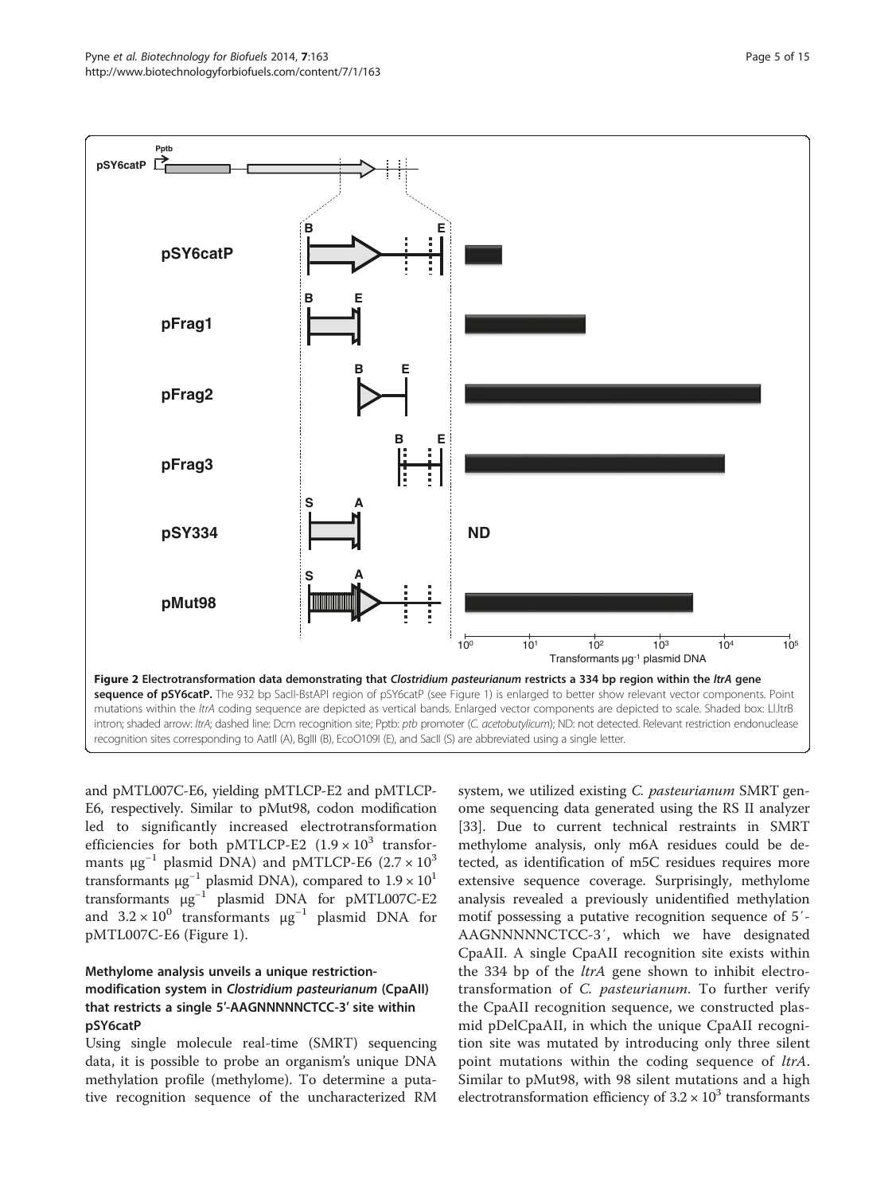**Figure 2 Electrotransformation data demonstrating that *Clostridium pasteurianum* restricts a 334 bp region within the *ltrA* gene sequence of pSY6catP.** The 932 bp SacII-BstAPI region of pSY6catP (see Figure 1) is enlarged to better show relevant vector components. Point mutations within the *ltrA* coding sequence are depicted as vertical bands. Enlarged vector components are depicted to scale. Shaded box: Ll.ltrB intron; shaded arrow: *ltrA*; dashed line: Dcm recognition site; Pptb: *ptb* promoter (*C. acetobutylicum*); ND: not detected. Relevant restriction endonuclease recognition sites corresponding to AatII (A), BglII (B), EcoO109I (E), and SacII (S) are abbreviated using a single letter.

and pMTL007C-E6, yielding pMTLCP-E2 and pMTLCP-E6, respectively. Similar to pMut98, codon modification led to significantly increased electrotransformation efficiencies for both pMTLCP-E2 ($1.9 \times 10^3$ transformants $\mu g^{-1}$ plasmid DNA) and pMTLCP-E6 ($2.7 \times 10^3$ transformants $\mu g^{-1}$ plasmid DNA), compared to $1.9 \times 10^1$ transformants $\mu g^{-1}$ plasmid DNA for pMTL007C-E2 and $3.2 \times 10^0$ transformants $\mu g^{-1}$ plasmid DNA for pMTL007C-E6 (Figure 1).

### Methylome analysis unveils a unique restriction-modification system in *Clostridium pasteurianum* (CpaAII) that restricts a single 5′-AAGNNNNNCTCC-3′ site within pSY6catP

Using single molecule real-time (SMRT) sequencing data, it is possible to probe an organism's unique DNA methylation profile (methylome). To determine a putative recognition sequence of the uncharacterized RM system, we utilized existing *C. pasteurianum* SMRT genome sequencing data generated using the RS II analyzer [33]. Due to current technical restraints in SMRT methylome analysis, only m6A residues could be detected, as identification of m5C residues requires more extensive sequence coverage. Surprisingly, methylome analysis revealed a previously unidentified methylation motif possessing a putative recognition sequence of 5′-AAGNNNNNCTCC-3′, which we have designated CpaAII. A single CpaAII recognition site exists within the 334 bp of the *ltrA* gene shown to inhibit electrotransformation of *C. pasteurianum*. To further verify the CpaAII recognition sequence, we constructed plasmid pDelCpaAII, in which the unique CpaAII recognition site was mutated by introducing only three silent point mutations within the coding sequence of *ltrA*. Similar to pMut98, with 98 silent mutations and a high electrotransformation efficiency of $3.2 \times 10^3$ transformants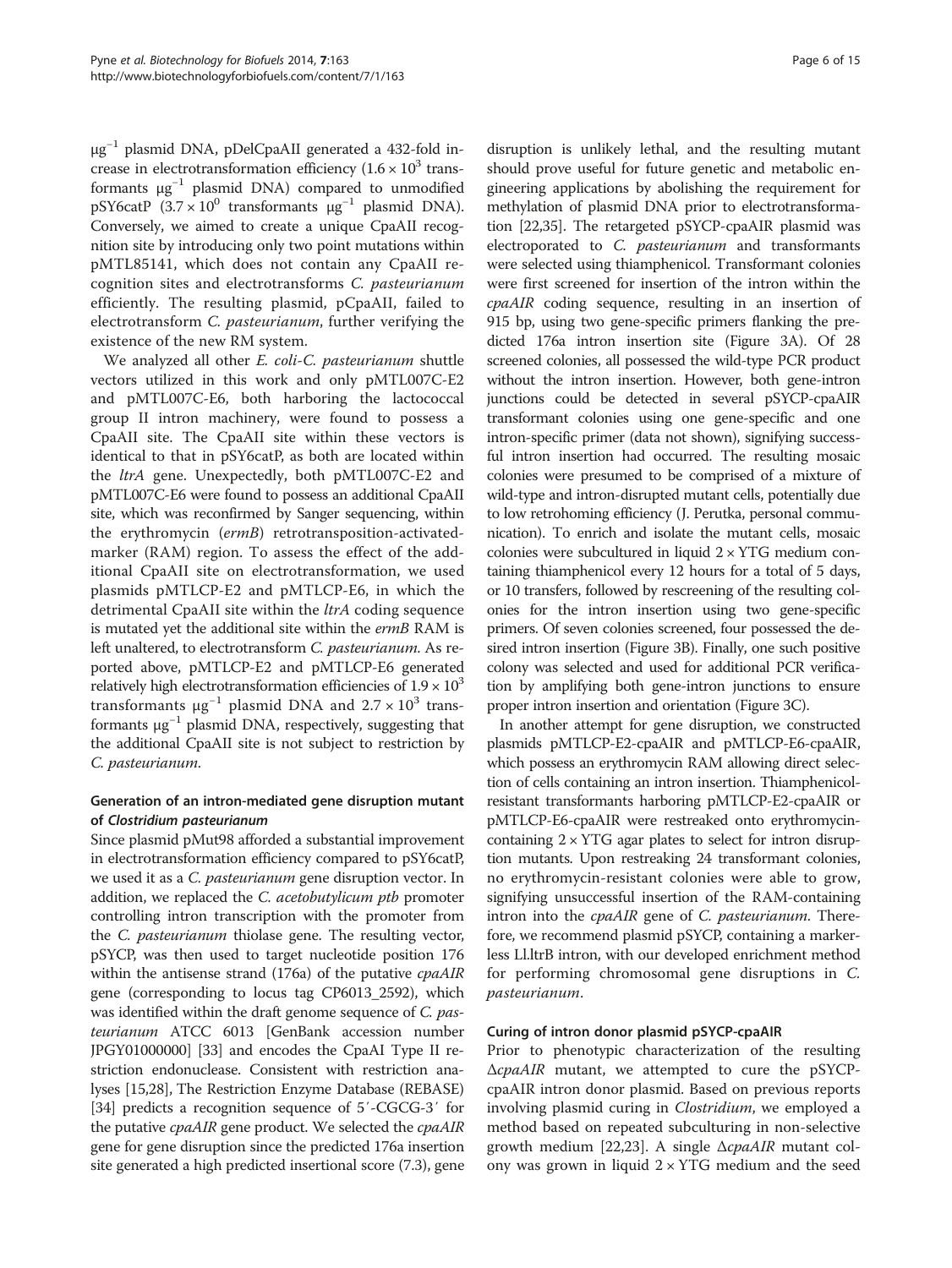$\mu g^{-1}$ plasmid DNA, pDelCpaAII generated a 432-fold increase in electrotransformation efficiency ($1.6 \times 10^3$ transformants $\mu g^{-1}$ plasmid DNA) compared to unmodified pSY6catP ($3.7 \times 10^0$ transformants $\mu g^{-1}$ plasmid DNA). Conversely, we aimed to create a unique CpaAII recognition site by introducing only two point mutations within pMTL85141, which does not contain any CpaAII recognition sites and electrotransforms *C. pasteurianum* efficiently. The resulting plasmid, pCpaAII, failed to electrotransform *C. pasteurianum*, further verifying the existence of the new RM system.

We analyzed all other *E. coli*-*C. pasteurianum* shuttle vectors utilized in this work and only pMTL007C-E2 and pMTL007C-E6, both harboring the lactococcal group II intron machinery, were found to possess a CpaAII site. The CpaAII site within these vectors is identical to that in pSY6catP, as both are located within the *ltrA* gene. Unexpectedly, both pMTL007C-E2 and pMTL007C-E6 were found to possess an additional CpaAII site, which was reconfirmed by Sanger sequencing, within the erythromycin (*ermB*) retrotransposition-activated-marker (RAM) region. To assess the effect of the additional CpaAII site on electrotransformation, we used plasmids pMTLCP-E2 and pMTLCP-E6, in which the detrimental CpaAII site within the *ltrA* coding sequence is mutated yet the additional site within the *ermB* RAM is left unaltered, to electrotransform *C. pasteurianum*. As reported above, pMTLCP-E2 and pMTLCP-E6 generated relatively high electrotransformation efficiencies of $1.9 \times 10^3$ transformants $\mu g^{-1}$ plasmid DNA and $2.7 \times 10^3$ transformants $\mu g^{-1}$ plasmid DNA, respectively, suggesting that the additional CpaAII site is not subject to restriction by *C. pasteurianum*.

### Generation of an intron-mediated gene disruption mutant of *Clostridium pasteurianum*

Since plasmid pMut98 afforded a substantial improvement in electrotransformation efficiency compared to pSY6catP, we used it as a *C. pasteurianum* gene disruption vector. In addition, we replaced the *C. acetobutylicum ptb* promoter controlling intron transcription with the promoter from the *C. pasteurianum* thiolase gene. The resulting vector, pSYCP, was then used to target nucleotide position 176 within the antisense strand (176a) of the putative *cpaAIR* gene (corresponding to locus tag CP6013_2592), which was identified within the draft genome sequence of *C. pasteurianum* ATCC 6013 [GenBank accession number JPGY01000000] [33] and encodes the CpaAI Type II restriction endonuclease. Consistent with restriction analyses [15,28], The Restriction Enzyme Database (REBASE) [34] predicts a recognition sequence of 5′-CGCG-3′ for the putative *cpaAIR* gene product. We selected the *cpaAIR* gene for gene disruption since the predicted 176a insertion site generated a high predicted insertional score (7.3), gene disruption is unlikely lethal, and the resulting mutant should prove useful for future genetic and metabolic engineering applications by abolishing the requirement for methylation of plasmid DNA prior to electrotransformation [22,35]. The retargeted pSYCP-cpaAIR plasmid was electroporated to *C. pasteurianum* and transformants were selected using thiamphenicol. Transformant colonies were first screened for insertion of the intron within the *cpaAIR* coding sequence, resulting in an insertion of 915 bp, using two gene-specific primers flanking the predicted 176a intron insertion site (Figure 3A). Of 28 screened colonies, all possessed the wild-type PCR product without the intron insertion. However, both gene-intron junctions could be detected in several pSYCP-cpaAIR transformant colonies using one gene-specific and one intron-specific primer (data not shown), signifying successful intron insertion had occurred. The resulting mosaic colonies were presumed to be comprised of a mixture of wild-type and intron-disrupted mutant cells, potentially due to low retrohoming efficiency (J. Perutka, personal communication). To enrich and isolate the mutant cells, mosaic colonies were subcultured in liquid 2 × YTG medium containing thiamphenicol every 12 hours for a total of 5 days, or 10 transfers, followed by rescreening of the resulting colonies for the intron insertion using two gene-specific primers. Of seven colonies screened, four possessed the desired intron insertion (Figure 3B). Finally, one such positive colony was selected and used for additional PCR verification by amplifying both gene-intron junctions to ensure proper intron insertion and orientation (Figure 3C).

In another attempt for gene disruption, we constructed plasmids pMTLCP-E2-cpaAIR and pMTLCP-E6-cpaAIR, which possess an erythromycin RAM allowing direct selection of cells containing an intron insertion. Thiamphenicol-resistant transformants harboring pMTLCP-E2-cpaAIR or pMTLCP-E6-cpaAIR were restreaked onto erythromycin-containing 2 × YTG agar plates to select for intron disruption mutants. Upon restreaking 24 transformant colonies, no erythromycin-resistant colonies were able to grow, signifying unsuccessful insertion of the RAM-containing intron into the *cpaAIR* gene of *C. pasteurianum*. Therefore, we recommend plasmid pSYCP, containing a markerless Ll.ltrB intron, with our developed enrichment method for performing chromosomal gene disruptions in *C. pasteurianum*.

### Curing of intron donor plasmid pSYCP-cpaAIR

Prior to phenotypic characterization of the resulting Δ*cpaAIR* mutant, we attempted to cure the pSYCP-cpaAIR intron donor plasmid. Based on previous reports involving plasmid curing in *Clostridium*, we employed a method based on repeated subculturing in non-selective growth medium [22,23]. A single Δ*cpaAIR* mutant colony was grown in liquid 2 × YTG medium and the seed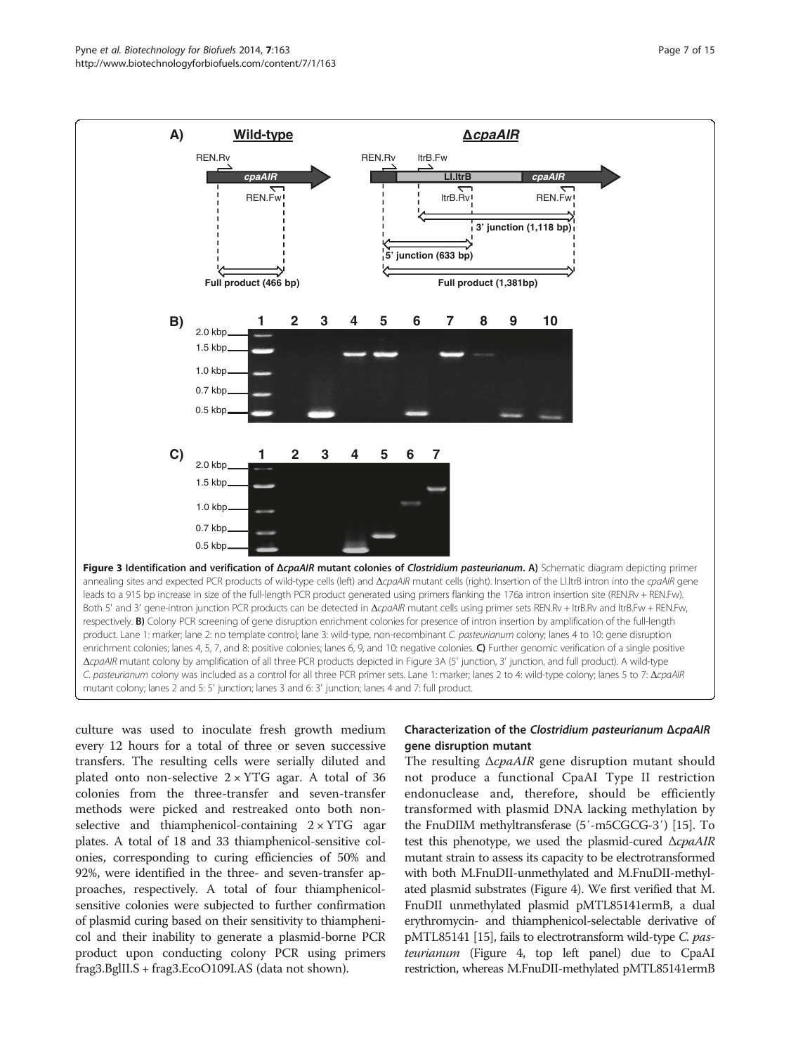**Figure 3 Identification and verification of Δ*cpaAIR* mutant colonies of *Clostridium pasteurianum*.** **A)** Schematic diagram depicting primer annealing sites and expected PCR products of wild-type cells (left) and Δ*cpaAIR* mutant cells (right). Insertion of the Ll.ltrB intron into the *cpaAIR* gene leads to a 915 bp increase in size of the full-length PCR product generated using primers flanking the 176a intron insertion site (REN.Rv + REN.Fw). Both 5' and 3' gene-intron junction PCR products can be detected in Δ*cpaAIR* mutant cells using primer sets REN.Rv + ltrB.Rv and ltrB.Fw + REN.Fw, respectively. **B)** Colony PCR screening of gene disruption enrichment colonies for presence of intron insertion by amplification of the full-length product. Lane 1: marker; lane 2: no template control; lane 3: wild-type, non-recombinant *C. pasteurianum* colony; lanes 4 to 10: gene disruption enrichment colonies; lanes 4, 5, 7, and 8: positive colonies; lanes 6, 9, and 10: negative colonies. **C)** Further genomic verification of a single positive Δ*cpaAIR* mutant colony by amplification of all three PCR products depicted in Figure 3A (5' junction, 3' junction, and full product). A wild-type *C. pasteurianum* colony was included as a control for all three PCR primer sets. Lane 1: marker; lanes 2 to 4: wild-type colony; lanes 5 to 7: Δ*cpaAIR* mutant colony; lanes 2 and 5: 5' junction; lanes 3 and 6: 3' junction; lanes 4 and 7: full product.

culture was used to inoculate fresh growth medium every 12 hours for a total of three or seven successive transfers. The resulting cells were serially diluted and plated onto non-selective 2 × YTG agar. A total of 36 colonies from the three-transfer and seven-transfer methods were picked and restreaked onto both non-selective and thiamphenicol-containing 2 × YTG agar plates. A total of 18 and 33 thiamphenicol-sensitive colonies, corresponding to curing efficiencies of 50% and 92%, were identified in the three- and seven-transfer approaches, respectively. A total of four thiamphenicol-sensitive colonies were subjected to further confirmation of plasmid curing based on their sensitivity to thiamphenicol and their inability to generate a plasmid-borne PCR product upon conducting colony PCR using primers frag3.BglII.S + frag3.EcoO109I.AS (data not shown).

### Characterization of the *Clostridium pasteurianum* Δ*cpaAIR* gene disruption mutant

The resulting Δ*cpaAIR* gene disruption mutant should not produce a functional CpaAI Type II restriction endonuclease and, therefore, should be efficiently transformed with plasmid DNA lacking methylation by the FnuDIIM methyltransferase (5′-m5CGCG-3′) [15]. To test this phenotype, we used the plasmid-cured Δ*cpaAIR* mutant strain to assess its capacity to be electrotransformed with both M.FnuDII-unmethylated and M.FnuDII-methylated plasmid substrates (Figure 4). We first verified that M. FnuDII unmethylated plasmid pMTL85141ermB, a dual erythromycin- and thiamphenicol-selectable derivative of pMTL85141 [15], fails to electrotransform wild-type *C. pasteurianum* (Figure 4, top left panel) due to CpaAI restriction, whereas M.FnuDII-methylated pMTL85141ermB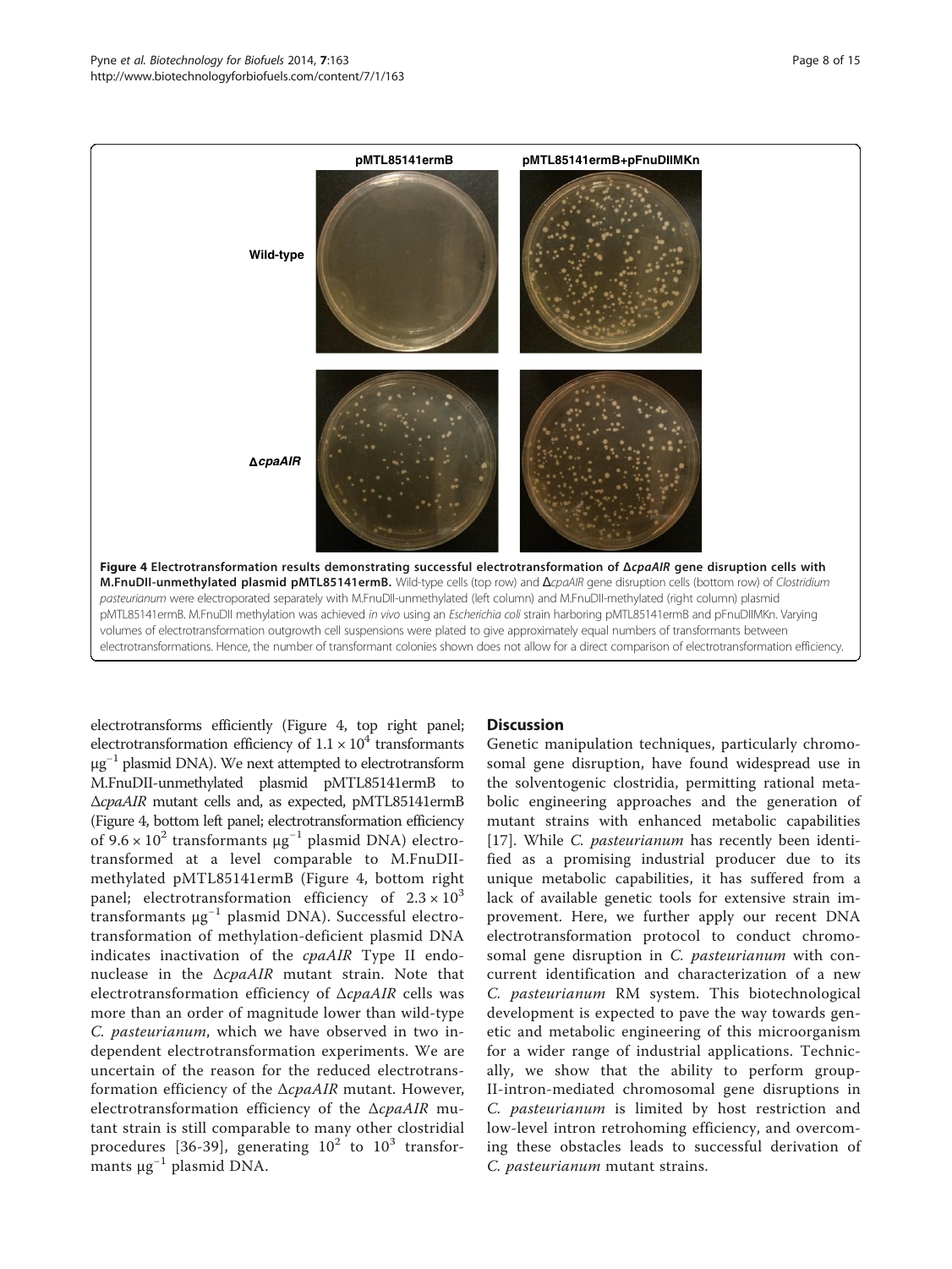pMTL85141ermB | pMTL85141ermB+pFnuDIIMKn

Wild-type

Δ*cpaAIR*

**Figure 4 Electrotransformation results demonstrating successful electrotransformation of Δ*cpaAIR* gene disruption cells with M.FnuDII-unmethylated plasmid pMTL85141ermB.** Wild-type cells (top row) and Δ*cpaAIR* gene disruption cells (bottom row) of *Clostridium pasteurianum* were electroporated separately with M.FnuDII-unmethylated (left column) and M.FnuDII-methylated (right column) plasmid pMTL85141ermB. M.FnuDII methylation was achieved *in vivo* using an *Escherichia coli* strain harboring pMTL85141ermB and pFnuDIIMKn. Varying volumes of electrotransformation outgrowth cell suspensions were plated to give approximately equal numbers of transformants between electrotransformations. Hence, the number of transformant colonies shown does not allow for a direct comparison of electrotransformation efficiency.

electrotransforms efficiently (Figure 4, top right panel; electrotransformation efficiency of $1.1 \times 10^4$ transformants $\mu g^{-1}$ plasmid DNA). We next attempted to electrotransform M.FnuDII-unmethylated plasmid pMTL85141ermB to Δ*cpaAIR* mutant cells and, as expected, pMTL85141ermB (Figure 4, bottom left panel; electrotransformation efficiency of $9.6 \times 10^2$ transformants $\mu g^{-1}$ plasmid DNA) electrotransformed at a level comparable to M.FnuDII-methylated pMTL85141ermB (Figure 4, bottom right panel; electrotransformation efficiency of $2.3 \times 10^3$ transformants $\mu g^{-1}$ plasmid DNA). Successful electrotransformation of methylation-deficient plasmid DNA indicates inactivation of the *cpaAIR* Type II endonuclease in the Δ*cpaAIR* mutant strain. Note that electrotransformation efficiency of Δ*cpaAIR* cells was more than an order of magnitude lower than wild-type *C. pasteurianum*, which we have observed in two independent electrotransformation experiments. We are uncertain of the reason for the reduced electrotransformation efficiency of the Δ*cpaAIR* mutant. However, electrotransformation efficiency of the Δ*cpaAIR* mutant strain is still comparable to many other clostridial procedures [36-39], generating $10^2$ to $10^3$ transformants $\mu g^{-1}$ plasmid DNA.

## Discussion

Genetic manipulation techniques, particularly chromosomal gene disruption, have found widespread use in the solventogenic clostridia, permitting rational metabolic engineering approaches and the generation of mutant strains with enhanced metabolic capabilities [17]. While *C. pasteurianum* has recently been identified as a promising industrial producer due to its unique metabolic capabilities, it has suffered from a lack of available genetic tools for extensive strain improvement. Here, we further apply our recent DNA electrotransformation protocol to conduct chromosomal gene disruption in *C. pasteurianum* with concurrent identification and characterization of a new *C. pasteurianum* RM system. This biotechnological development is expected to pave the way towards genetic and metabolic engineering of this microorganism for a wider range of industrial applications. Technically, we show that the ability to perform group-II-intron-mediated chromosomal gene disruptions in *C. pasteurianum* is limited by host restriction and low-level intron retrohoming efficiency, and overcoming these obstacles leads to successful derivation of *C. pasteurianum* mutant strains.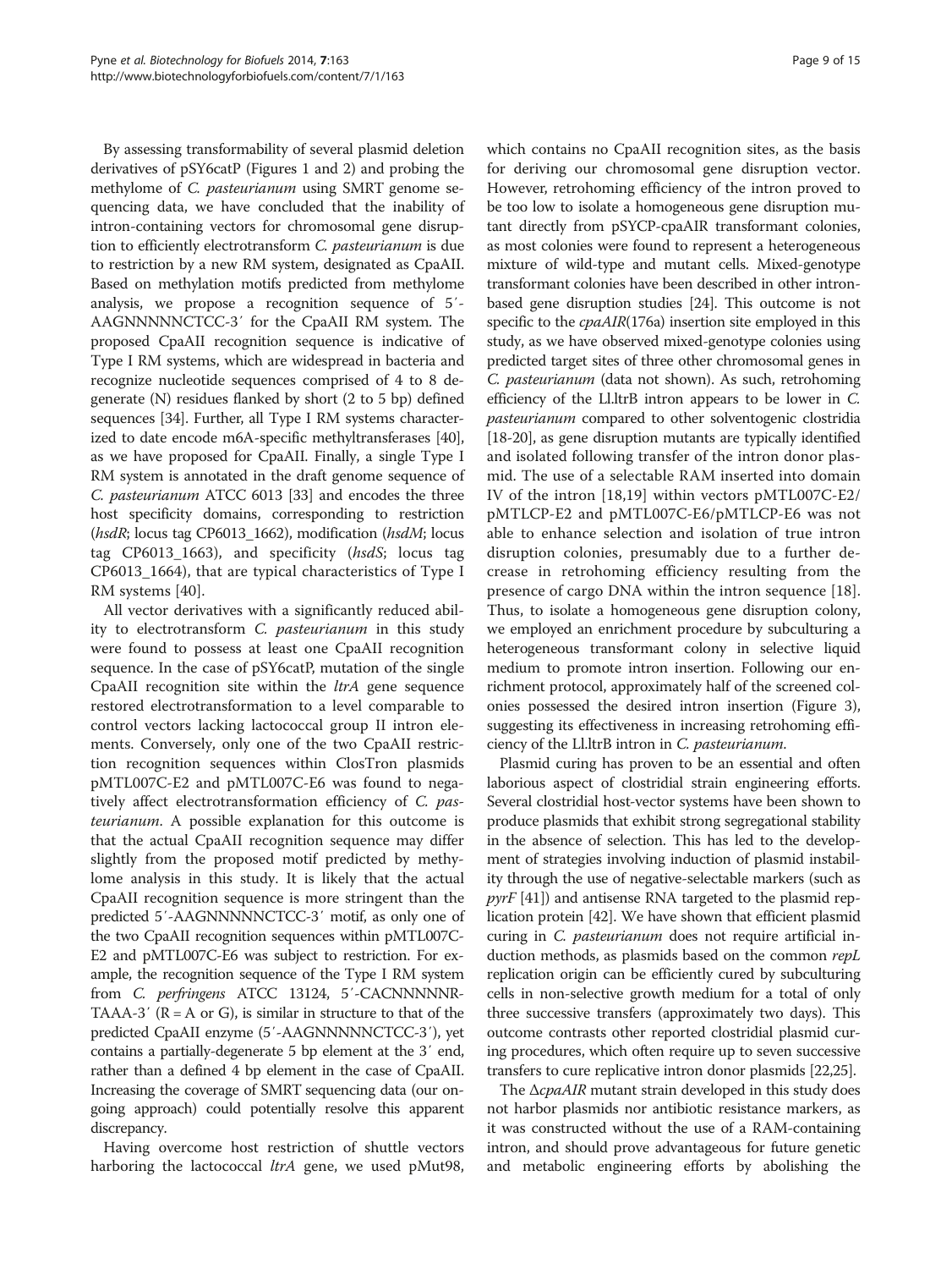By assessing transformability of several plasmid deletion derivatives of pSY6catP (Figures 1 and 2) and probing the methylome of *C. pasteurianum* using SMRT genome sequencing data, we have concluded that the inability of intron-containing vectors for chromosomal gene disruption to efficiently electrotransform *C. pasteurianum* is due to restriction by a new RM system, designated as CpaAII. Based on methylation motifs predicted from methylome analysis, we propose a recognition sequence of 5′-AAGNNNNNCTCC-3′ for the CpaAII RM system. The proposed CpaAII recognition sequence is indicative of Type I RM systems, which are widespread in bacteria and recognize nucleotide sequences comprised of 4 to 8 degenerate (N) residues flanked by short (2 to 5 bp) defined sequences [34]. Further, all Type I RM systems characterized to date encode m6A-specific methyltransferases [40], as we have proposed for CpaAII. Finally, a single Type I RM system is annotated in the draft genome sequence of *C. pasteurianum* ATCC 6013 [33] and encodes the three host specificity domains, corresponding to restriction (*hsdR*; locus tag CP6013_1662), modification (*hsdM*; locus tag CP6013_1663), and specificity (*hsdS*; locus tag CP6013_1664), that are typical characteristics of Type I RM systems [40].

All vector derivatives with a significantly reduced ability to electrotransform *C. pasteurianum* in this study were found to possess at least one CpaAII recognition sequence. In the case of pSY6catP, mutation of the single CpaAII recognition site within the *ltrA* gene sequence restored electrotransformation to a level comparable to control vectors lacking lactococcal group II intron elements. Conversely, only one of the two CpaAII restriction recognition sequences within ClosTron plasmids pMTL007C-E2 and pMTL007C-E6 was found to negatively affect electrotransformation efficiency of *C. pasteurianum*. A possible explanation for this outcome is that the actual CpaAII recognition sequence may differ slightly from the proposed motif predicted by methylome analysis in this study. It is likely that the actual CpaAII recognition sequence is more stringent than the predicted 5′-AAGNNNNNCTCC-3′ motif, as only one of the two CpaAII recognition sequences within pMTL007C-E2 and pMTL007C-E6 was subject to restriction. For example, the recognition sequence of the Type I RM system from *C. perfringens* ATCC 13124, 5′-CACNNNNNR-TAAA-3′ (R = A or G), is similar in structure to that of the predicted CpaAII enzyme (5′-AAGNNNNNCTCC-3′), yet contains a partially-degenerate 5 bp element at the 3′ end, rather than a defined 4 bp element in the case of CpaAII. Increasing the coverage of SMRT sequencing data (our ongoing approach) could potentially resolve this apparent discrepancy.

Having overcome host restriction of shuttle vectors harboring the lactococcal *ltrA* gene, we used pMut98, which contains no CpaAII recognition sites, as the basis for deriving our chromosomal gene disruption vector. However, retrohoming efficiency of the intron proved to be too low to isolate a homogeneous gene disruption mutant directly from pSYCP-cpaAIR transformant colonies, as most colonies were found to represent a heterogeneous mixture of wild-type and mutant cells. Mixed-genotype transformant colonies have been described in other intron-based gene disruption studies [24]. This outcome is not specific to the *cpaAIR*(176a) insertion site employed in this study, as we have observed mixed-genotype colonies using predicted target sites of three other chromosomal genes in *C. pasteurianum* (data not shown). As such, retrohoming efficiency of the Ll.ltrB intron appears to be lower in *C. pasteurianum* compared to other solventogenic clostridia [18-20], as gene disruption mutants are typically identified and isolated following transfer of the intron donor plasmid. The use of a selectable RAM inserted into domain IV of the intron [18,19] within vectors pMTL007C-E2/pMTLCP-E2 and pMTL007C-E6/pMTLCP-E6 was not able to enhance selection and isolation of true intron disruption colonies, presumably due to a further decrease in retrohoming efficiency resulting from the presence of cargo DNA within the intron sequence [18]. Thus, to isolate a homogeneous gene disruption colony, we employed an enrichment procedure by subculturing a heterogeneous transformant colony in selective liquid medium to promote intron insertion. Following our enrichment protocol, approximately half of the screened colonies possessed the desired intron insertion (Figure 3), suggesting its effectiveness in increasing retrohoming efficiency of the Ll.ltrB intron in *C. pasteurianum*.

Plasmid curing has proven to be an essential and often laborious aspect of clostridial strain engineering efforts. Several clostridial host-vector systems have been shown to produce plasmids that exhibit strong segregational stability in the absence of selection. This has led to the development of strategies involving induction of plasmid instability through the use of negative-selectable markers (such as *pyrF* [41]) and antisense RNA targeted to the plasmid replication protein [42]. We have shown that efficient plasmid curing in *C. pasteurianum* does not require artificial induction methods, as plasmids based on the common *repL* replication origin can be efficiently cured by subculturing cells in non-selective growth medium for a total of only three successive transfers (approximately two days). This outcome contrasts other reported clostridial plasmid curing procedures, which often require up to seven successive transfers to cure replicative intron donor plasmids [22,25].

The Δ*cpaAIR* mutant strain developed in this study does not harbor plasmids nor antibiotic resistance markers, as it was constructed without the use of a RAM-containing intron, and should prove advantageous for future genetic and metabolic engineering efforts by abolishing the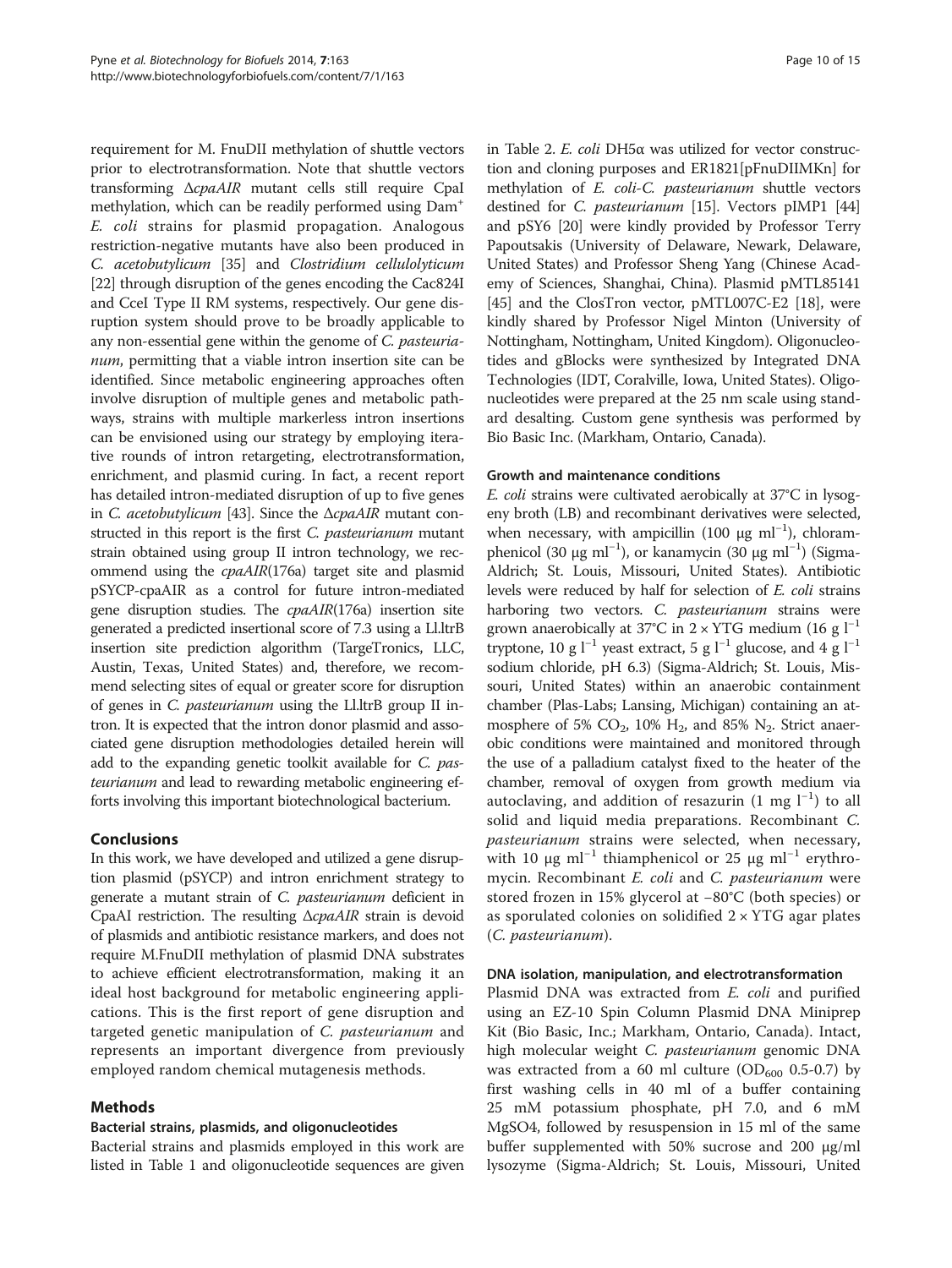requirement for M. FnuDII methylation of shuttle vectors prior to electrotransformation. Note that shuttle vectors transforming Δ*cpaAIR* mutant cells still require CpaI methylation, which can be readily performed using $Dam^+$ *E. coli* strains for plasmid propagation. Analogous restriction-negative mutants have also been produced in *C. acetobutylicum* [35] and *Clostridium cellulolyticum* [22] through disruption of the genes encoding the Cac824I and CceI Type II RM systems, respectively. Our gene disruption system should prove to be broadly applicable to any non-essential gene within the genome of *C. pasteurianum*, permitting that a viable intron insertion site can be identified. Since metabolic engineering approaches often involve disruption of multiple genes and metabolic pathways, strains with multiple markerless intron insertions can be envisioned using our strategy by employing iterative rounds of intron retargeting, electrotransformation, enrichment, and plasmid curing. In fact, a recent report has detailed intron-mediated disruption of up to five genes in *C. acetobutylicum* [43]. Since the Δ*cpaAIR* mutant constructed in this report is the first *C. pasteurianum* mutant strain obtained using group II intron technology, we recommend using the *cpaAIR*(176a) target site and plasmid pSYCP-cpaAIR as a control for future intron-mediated gene disruption studies. The *cpaAIR*(176a) insertion site generated a predicted insertional score of 7.3 using a Ll.ltrB insertion site prediction algorithm (TargeTronics, LLC, Austin, Texas, United States) and, therefore, we recommend selecting sites of equal or greater score for disruption of genes in *C. pasteurianum* using the Ll.ltrB group II intron. It is expected that the intron donor plasmid and associated gene disruption methodologies detailed herein will add to the expanding genetic toolkit available for *C. pasteurianum* and lead to rewarding metabolic engineering efforts involving this important biotechnological bacterium.

## Conclusions

In this work, we have developed and utilized a gene disruption plasmid (pSYCP) and intron enrichment strategy to generate a mutant strain of *C. pasteurianum* deficient in CpaAI restriction. The resulting Δ*cpaAIR* strain is devoid of plasmids and antibiotic resistance markers, and does not require M.FnuDII methylation of plasmid DNA substrates to achieve efficient electrotransformation, making it an ideal host background for metabolic engineering applications. This is the first report of gene disruption and targeted genetic manipulation of *C. pasteurianum* and represents an important divergence from previously employed random chemical mutagenesis methods.

## Methods

### Bacterial strains, plasmids, and oligonucleotides

Bacterial strains and plasmids employed in this work are listed in Table 1 and oligonucleotide sequences are given in Table 2. *E. coli* DH5α was utilized for vector construction and cloning purposes and ER1821[pFnuDIIMKn] for methylation of *E. coli-C. pasteurianum* shuttle vectors destined for *C. pasteurianum* [15]. Vectors pIMP1 [44] and pSY6 [20] were kindly provided by Professor Terry Papoutsakis (University of Delaware, Newark, Delaware, United States) and Professor Sheng Yang (Chinese Academy of Sciences, Shanghai, China). Plasmid pMTL85141 [45] and the ClosTron vector, pMTL007C-E2 [18], were kindly shared by Professor Nigel Minton (University of Nottingham, Nottingham, United Kingdom). Oligonucleotides and gBlocks were synthesized by Integrated DNA Technologies (IDT, Coralville, Iowa, United States). Oligonucleotides were prepared at the 25 nm scale using standard desalting. Custom gene synthesis was performed by Bio Basic Inc. (Markham, Ontario, Canada).

### Growth and maintenance conditions

*E. coli* strains were cultivated aerobically at 37°C in lysogeny broth (LB) and recombinant derivatives were selected, when necessary, with ampicillin (100 μg $ml^{-1}$), chloramphenicol (30 μg $ml^{-1}$), or kanamycin (30 μg $ml^{-1}$) (Sigma-Aldrich; St. Louis, Missouri, United States). Antibiotic levels were reduced by half for selection of *E. coli* strains harboring two vectors. *C. pasteurianum* strains were grown anaerobically at 37°C in 2 × YTG medium (16 g $l^{-1}$ tryptone, 10 g $l^{-1}$ yeast extract, 5 g $l^{-1}$ glucose, and 4 g $l^{-1}$ sodium chloride, pH 6.3) (Sigma-Aldrich; St. Louis, Missouri, United States) within an anaerobic containment chamber (Plas-Labs; Lansing, Michigan) containing an atmosphere of 5% $CO_2$, 10% $H_2$, and 85% $N_2$. Strict anaerobic conditions were maintained and monitored through the use of a palladium catalyst fixed to the heater of the chamber, removal of oxygen from growth medium via autoclaving, and addition of resazurin (1 mg $l^{-1}$) to all solid and liquid media preparations. Recombinant *C. pasteurianum* strains were selected, when necessary, with 10 μg $ml^{-1}$ thiamphenicol or 25 μg $ml^{-1}$ erythromycin. Recombinant *E. coli* and *C. pasteurianum* were stored frozen in 15% glycerol at −80°C (both species) or as sporulated colonies on solidified 2 × YTG agar plates (*C. pasteurianum*).

### DNA isolation, manipulation, and electrotransformation

Plasmid DNA was extracted from *E. coli* and purified using an EZ-10 Spin Column Plasmid DNA Miniprep Kit (Bio Basic, Inc.; Markham, Ontario, Canada). Intact, high molecular weight *C. pasteurianum* genomic DNA was extracted from a 60 ml culture ($OD_{600}$ 0.5-0.7) by first washing cells in 40 ml of a buffer containing 25 mM potassium phosphate, pH 7.0, and 6 mM $MgSO_4$, followed by resuspension in 15 ml of the same buffer supplemented with 50% sucrose and 200 μg/ml lysozyme (Sigma-Aldrich; St. Louis, Missouri, United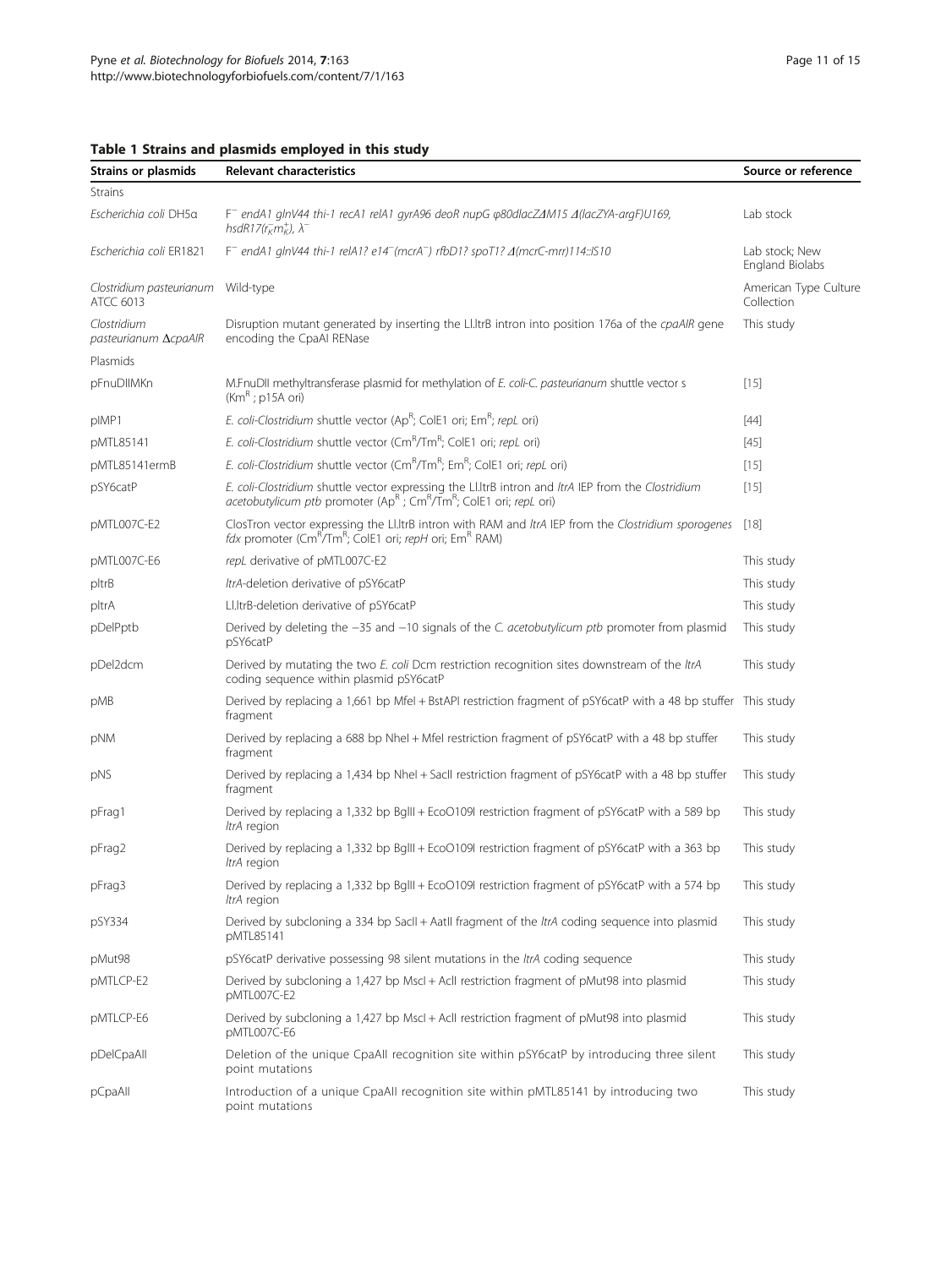**Table 1 Strains and plasmids employed in this study**

| Strains or plasmids | Relevant characteristics | Source or reference |
|---|---|---|
| Strains | | |
| *Escherichia coli* DH5α | F⁻ *endA1 glnV44 thi-1 recA1 relA1 gyrA96 deoR nupG φ80dlacZΔM15 Δ(lacZYA-argF)U169, hsdR17($r_K^-m_K^+$), λ⁻* | Lab stock |
| *Escherichia coli* ER1821 | F⁻ *endA1 glnV44 thi-1 relA1? e14⁻(mcrA⁻) rfbD1? spoT1? Δ(mcrC-mrr)114::IS10* | Lab stock; New England Biolabs |
| *Clostridium pasteurianum* ATCC 6013 | Wild-type | American Type Culture Collection |
| *Clostridium pasteurianum* Δ*cpaAIR* | Disruption mutant generated by inserting the Ll.ltrB intron into position 176a of the *cpaAIR* gene encoding the CpaAI RENase | This study |
| Plasmids | | |
| pFnuDIIMKn | M.FnuDII methyltransferase plasmid for methylation of *E. coli-C. pasteurianum* shuttle vector s ($Km^R$ ; p15A ori) | [15] |
| pIMP1 | *E. coli-Clostridium* shuttle vector ($Ap^R$; ColE1 ori; $Em^R$; *repL* ori) | [44] |
| pMTL85141 | *E. coli-Clostridium* shuttle vector ($Cm^R$/$Tm^R$; ColE1 ori; *repL* ori) | [45] |
| pMTL85141ermB | *E. coli-Clostridium* shuttle vector ($Cm^R$/$Tm^R$; $Em^R$; ColE1 ori; *repL* ori) | [15] |
| pSY6catP | *E. coli-Clostridium* shuttle vector expressing the Ll.ltrB intron and *ltrA* IEP from the *Clostridium acetobutylicum ptb* promoter ($Ap^R$ ; $Cm^R$/$Tm^R$; ColE1 ori; *repL* ori) | [15] |
| pMTL007C-E2 | ClosTron vector expressing the Ll.ltrB intron with RAM and *ltrA* IEP from the *Clostridium sporogenes fdx* promoter ($Cm^R$/$Tm^R$; ColE1 ori; *repH* ori; $Em^R$ RAM) | [18] |
| pMTL007C-E6 | *repL* derivative of pMTL007C-E2 | This study |
| pltrB | *ltrA*-deletion derivative of pSY6catP | This study |
| pltrA | Ll.ltrB-deletion derivative of pSY6catP | This study |
| pDelPptb | Derived by deleting the −35 and −10 signals of the *C. acetobutylicum ptb* promoter from plasmid pSY6catP | This study |
| pDel2dcm | Derived by mutating the two *E. coli* Dcm restriction recognition sites downstream of the *ltrA* coding sequence within plasmid pSY6catP | This study |
| pMB | Derived by replacing a 1,661 bp MfeI + BstAPI restriction fragment of pSY6catP with a 48 bp stuffer fragment | This study |
| pNM | Derived by replacing a 688 bp NheI + MfeI restriction fragment of pSY6catP with a 48 bp stuffer fragment | This study |
| pNS | Derived by replacing a 1,434 bp NheI + SacII restriction fragment of pSY6catP with a 48 bp stuffer fragment | This study |
| pFrag1 | Derived by replacing a 1,332 bp BglII + EcoO109I restriction fragment of pSY6catP with a 589 bp *ltrA* region | This study |
| pFrag2 | Derived by replacing a 1,332 bp BglII + EcoO109I restriction fragment of pSY6catP with a 363 bp *ltrA* region | This study |
| pFrag3 | Derived by replacing a 1,332 bp BglII + EcoO109I restriction fragment of pSY6catP with a 574 bp *ltrA* region | This study |
| pSY334 | Derived by subcloning a 334 bp SacII + AatII fragment of the *ltrA* coding sequence into plasmid pMTL85141 | This study |
| pMut98 | pSY6catP derivative possessing 98 silent mutations in the *ltrA* coding sequence | This study |
| pMTLCP-E2 | Derived by subcloning a 1,427 bp MscI + AclI restriction fragment of pMut98 into plasmid pMTL007C-E2 | This study |
| pMTLCP-E6 | Derived by subcloning a 1,427 bp MscI + AclI restriction fragment of pMut98 into plasmid pMTL007C-E6 | This study |
| pDelCpaAII | Deletion of the unique CpaAII recognition site within pSY6catP by introducing three silent point mutations | This study |
| pCpaAII | Introduction of a unique CpaAII recognition site within pMTL85141 by introducing two point mutations | This study |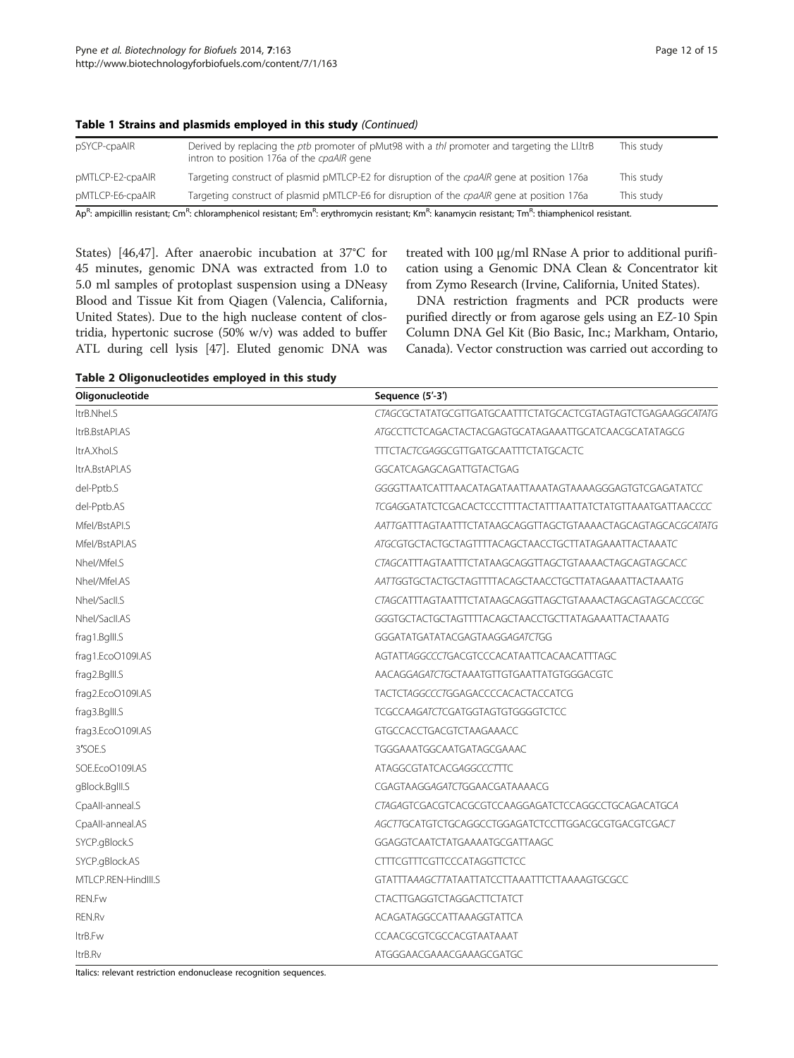**Table 1 Strains and plasmids employed in this study** *(Continued)*

| | | |
|---|---|---|
| pSYCP-cpaAIR | Derived by replacing the *ptb* promoter of pMut98 with a *thl* promoter and targeting the Ll.ltrB intron to position 176a of the *cpaAIR* gene | This study |
| pMTLCP-E2-cpaAIR | Targeting construct of plasmid pMTLCP-E2 for disruption of the *cpaAIR* gene at position 176a | This study |
| pMTLCP-E6-cpaAIR | Targeting construct of plasmid pMTLCP-E6 for disruption of the *cpaAIR* gene at position 176a | This study |

Ap[R]: ampicillin resistant; Cm[R]: chloramphenicol resistant; Em[R]: erythromycin resistant; Km[R]: kanamycin resistant; Tm[R]: thiamphenicol resistant.

States) [46,47]. After anaerobic incubation at 37°C for 45 minutes, genomic DNA was extracted from 1.0 to 5.0 ml samples of protoplast suspension using a DNeasy Blood and Tissue Kit from Qiagen (Valencia, California, United States). Due to the high nuclease content of clostridia, hypertonic sucrose (50% w/v) was added to buffer ATL during cell lysis [47]. Eluted genomic DNA was treated with 100 μg/ml RNase A prior to additional purification using a Genomic DNA Clean & Concentrator kit from Zymo Research (Irvine, California, United States).

DNA restriction fragments and PCR products were purified directly or from agarose gels using an EZ-10 Spin Column DNA Gel Kit (Bio Basic, Inc.; Markham, Ontario, Canada). Vector construction was carried out according to

**Table 2 Oligonucleotides employed in this study**

| Oligonucleotide | Sequence (5′-3′) |
|---|---|
| ltrB.NheI.S | *CTAGC*GCTATATGCGTTGATGCAATTTCTATGCACTCGTAGTAGTCTGAGAAGG*CATATG* |
| ltrB.BstAPI.AS | *ATGC*CTTCTCAGACTACTACGAGTGCATAGAAATTGCATCAACGCATATAGC*G* |
| ltrA.XhoI.S | TTTCTA*CTCGAG*GCGTTGATGCAATTTCTATGCACTC |
| ltrA.BstAPI.AS | GGCATCAGAGCAGATTGTACTGAG |
| del-Pptb.S | *GGG*GTTAATCATTTAACATAGATAATTAAATAGTAAAAGGGAGTGTCGAGATATCC |
| del-Pptb.AS | *TCGAG*GATATCTCGACACTCCCTTTTACTATTTAATTATCTATGTTAAATGATTAAC*CCC* |
| MfeI/BstAPI.S | *AATTG*ATTTAGTAATTTCTATAAGCAGGTTAGCTGTAAAACTAGCAGTAGCACG*CATATG* |
| MfeI/BstAPI.AS | *ATGC*GTGCTACTGCTAGTTTTACAGCTAACCTGCTTATAGAAATTACTAAAT*C* |
| NheI/MfeI.S | *CTAG*CATTTAGTAATTTCTATAAGCAGGTTAGCTGTAAAACTAGCAGTAGCAC*C* |
| NheI/MfeI.AS | *AATTG*GTGCTACTGCTAGTTTTACAGCTAACCTGCTTATAGAAATTACTAAAT*G* |
| NheI/SacII.S | *CTAG*CATTTAGTAATTTCTATAAGCAGGTTAGCTGTAAAACTAGCAGTAGCAC*CCGC* |
| NheI/SacII.AS | *GG*GTGCTACTGCTAGTTTTACAGCTAACCTGCTTATAGAAATTACTAAAT*G* |
| frag1.BglII.S | GGGATATGATATACGAGTAAGG*AGATCT*GG |
| frag1.EcoO109I.AS | AGTATT*AGGCCCT*GACGTCCCACATAATTCACAACATTTAGC |
| frag2.BglII.S | AACAGG*AGATCT*GCTAAATGTTGTGAATTATGTGGGACGTC |
| frag2.EcoO109I.AS | TACTCT*AGGCCCT*GGAGACCCCACACTACCATCG |
| frag3.BglII.S | TCGCCA*AGATCT*CGATGGTAGTGTGGGGTCTCC |
| frag3.EcoO109I.AS | GTGCCACCTGACGTCTAAGAAACC |
| 3′SOE.S | TGGGAAATGGCAATGATAGCGAAAC |
| SOE.EcoO109I.AS | ATAGGCGTATCACG*AGGCCCT*TTC |
| gBlock.BglII.S | CGAGTAAGG*AGATCT*GGAACGATAAAACG |
| CpaAII-anneal.S | *CTAG*AGTCGACGTCACGCGTCCAAGGAGATCTCCAGGCCTGCAGACATGC*A* |
| CpaAII-anneal.AS | *AGCTT*GCATGTCTGCAGGCCTGGAGATCTCCTTGGACGCGTGACGTCGAC*T* |
| SYCP.gBlock.S | GGAGGTCAATCTATGAAAATGCGATTAAGC |
| SYCP.gBlock.AS | CTTTCGTTTCGTTCCCATAGGTTCTCC |
| MTLCP.REN-HindIII.S | GTATTT*AAAGCTT*ATAATTATCCTTAAATTTCTTAAAAGTGCGCC |
| REN.Fw | CTACTTGAGGTCTAGGACTTCTATCT |
| REN.Rv | ACAGATAGGCCATTAAAGGTATTCA |
| ltrB.Fw | CCAACGCGTCGCCACGTAATAAAT |
| ltrB.Rv | ATGGGAACGAAACGAAAGCGATGC |

Italics: relevant restriction endonuclease recognition sequences.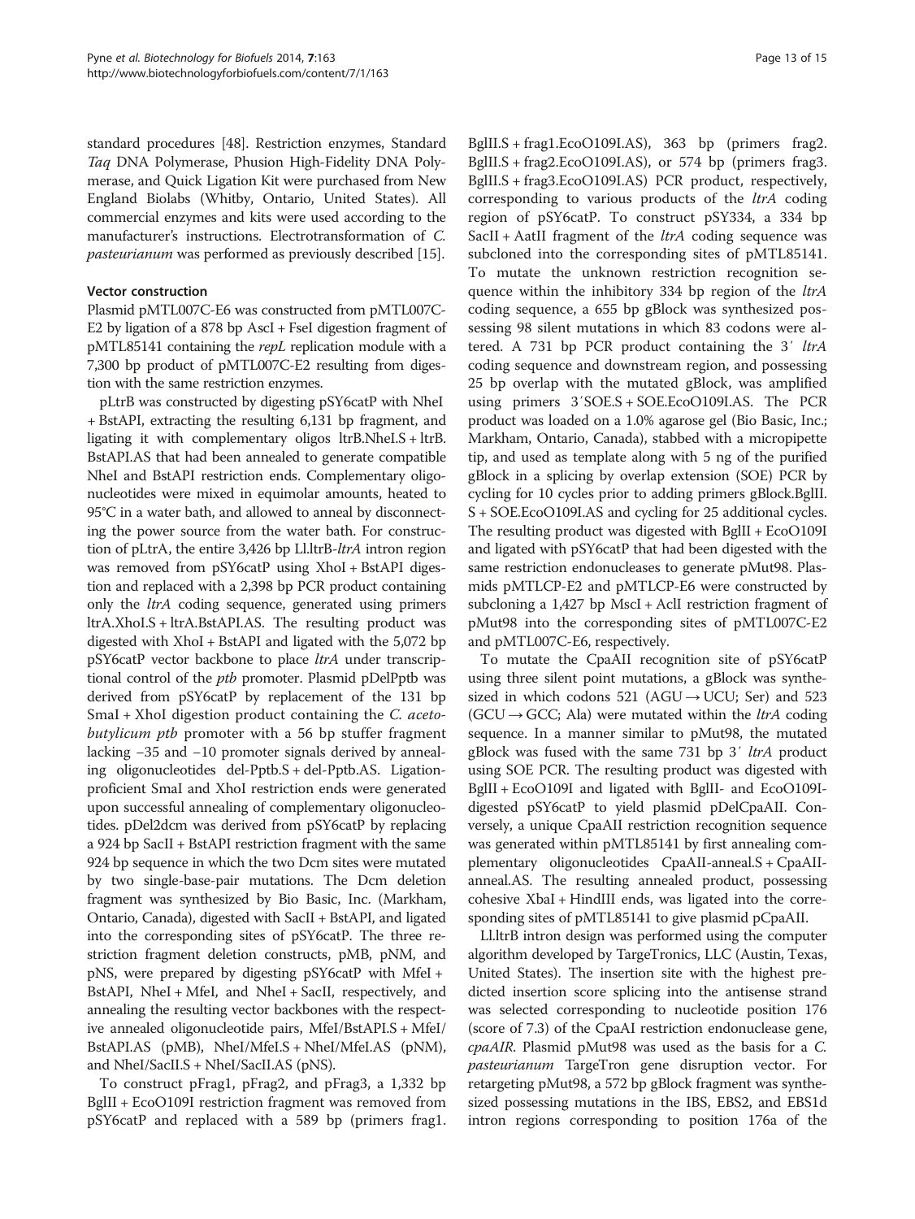standard procedures [48]. Restriction enzymes, Standard *Taq* DNA Polymerase, Phusion High-Fidelity DNA Polymerase, and Quick Ligation Kit were purchased from New England Biolabs (Whitby, Ontario, United States). All commercial enzymes and kits were used according to the manufacturer's instructions. Electrotransformation of *C. pasteurianum* was performed as previously described [15].

### Vector construction

Plasmid pMTL007C-E6 was constructed from pMTL007C-E2 by ligation of a 878 bp AscI + FseI digestion fragment of pMTL85141 containing the *repL* replication module with a 7,300 bp product of pMTL007C-E2 resulting from digestion with the same restriction enzymes.

pLtrB was constructed by digesting pSY6catP with NheI + BstAPI, extracting the resulting 6,131 bp fragment, and ligating it with complementary oligos ltrB.NheI.S + ltrB.BstAPI.AS that had been annealed to generate compatible NheI and BstAPI restriction ends. Complementary oligonucleotides were mixed in equimolar amounts, heated to 95°C in a water bath, and allowed to anneal by disconnecting the power source from the water bath. For construction of pLtrA, the entire 3,426 bp Ll.ltrB-*ltrA* intron region was removed from pSY6catP using XhoI + BstAPI digestion and replaced with a 2,398 bp PCR product containing only the *ltrA* coding sequence, generated using primers ltrA.XhoI.S + ltrA.BstAPI.AS. The resulting product was digested with XhoI + BstAPI and ligated with the 5,072 bp pSY6catP vector backbone to place *ltrA* under transcriptional control of the *ptb* promoter. Plasmid pDelPptb was derived from pSY6catP by replacement of the 131 bp SmaI + XhoI digestion product containing the *C. acetobutylicum ptb* promoter with a 56 bp stuffer fragment lacking −35 and −10 promoter signals derived by annealing oligonucleotides del-Pptb.S + del-Pptb.AS. Ligation-proficient SmaI and XhoI restriction ends were generated upon successful annealing of complementary oligonucleotides. pDel2dcm was derived from pSY6catP by replacing a 924 bp SacII + BstAPI restriction fragment with the same 924 bp sequence in which the two Dcm sites were mutated by two single-base-pair mutations. The Dcm deletion fragment was synthesized by Bio Basic, Inc. (Markham, Ontario, Canada), digested with SacII + BstAPI, and ligated into the corresponding sites of pSY6catP. The three restriction fragment deletion constructs, pMB, pNM, and pNS, were prepared by digesting pSY6catP with MfeI + BstAPI, NheI + MfeI, and NheI + SacII, respectively, and annealing the resulting vector backbones with the respective annealed oligonucleotide pairs, MfeI/BstAPI.S + MfeI/BstAPI.AS (pMB), NheI/MfeI.S + NheI/MfeI.AS (pNM), and NheI/SacII.S + NheI/SacII.AS (pNS).

To construct pFrag1, pFrag2, and pFrag3, a 1,332 bp BglII + EcoO109I restriction fragment was removed from pSY6catP and replaced with a 589 bp (primers frag1.BglII.S + frag1.EcoO109I.AS), 363 bp (primers frag2.BglII.S + frag2.EcoO109I.AS), or 574 bp (primers frag3.BglII.S + frag3.EcoO109I.AS) PCR product, respectively, corresponding to various products of the *ltrA* coding region of pSY6catP. To construct pSY334, a 334 bp SacII + AatII fragment of the *ltrA* coding sequence was subcloned into the corresponding sites of pMTL85141. To mutate the unknown restriction recognition sequence within the inhibitory 334 bp region of the *ltrA* coding sequence, a 655 bp gBlock was synthesized possessing 98 silent mutations in which 83 codons were altered. A 731 bp PCR product containing the 3′ *ltrA* coding sequence and downstream region, and possessing 25 bp overlap with the mutated gBlock, was amplified using primers 3′SOE.S + SOE.EcoO109I.AS. The PCR product was loaded on a 1.0% agarose gel (Bio Basic, Inc.; Markham, Ontario, Canada), stabbed with a micropipette tip, and used as template along with 5 ng of the purified gBlock in a splicing by overlap extension (SOE) PCR by cycling for 10 cycles prior to adding primers gBlock.BglII.S + SOE.EcoO109I.AS and cycling for 25 additional cycles. The resulting product was digested with BglII + EcoO109I and ligated with pSY6catP that had been digested with the same restriction endonucleases to generate pMut98. Plasmids pMTLCP-E2 and pMTLCP-E6 were constructed by subcloning a 1,427 bp MscI + AclI restriction fragment of pMut98 into the corresponding sites of pMTL007C-E2 and pMTL007C-E6, respectively.

To mutate the CpaAII recognition site of pSY6catP using three silent point mutations, a gBlock was synthesized in which codons 521 (AGU → UCU; Ser) and 523 (GCU → GCC; Ala) were mutated within the *ltrA* coding sequence. In a manner similar to pMut98, the mutated gBlock was fused with the same 731 bp 3′ *ltrA* product using SOE PCR. The resulting product was digested with BglII + EcoO109I and ligated with BglII- and EcoO109I-digested pSY6catP to yield plasmid pDelCpaAII. Conversely, a unique CpaAII restriction recognition sequence was generated within pMTL85141 by first annealing complementary oligonucleotides CpaAII-anneal.S + CpaAII-anneal.AS. The resulting annealed product, possessing cohesive XbaI + HindIII ends, was ligated into the corresponding sites of pMTL85141 to give plasmid pCpaAII.

Ll.ltrB intron design was performed using the computer algorithm developed by TargeTronics, LLC (Austin, Texas, United States). The insertion site with the highest predicted insertion score splicing into the antisense strand was selected corresponding to nucleotide position 176 (score of 7.3) of the CpaAI restriction endonuclease gene, *cpaAIR*. Plasmid pMut98 was used as the basis for a *C. pasteurianum* TargeTron gene disruption vector. For retargeting pMut98, a 572 bp gBlock fragment was synthesized possessing mutations in the IBS, EBS2, and EBS1d intron regions corresponding to position 176a of the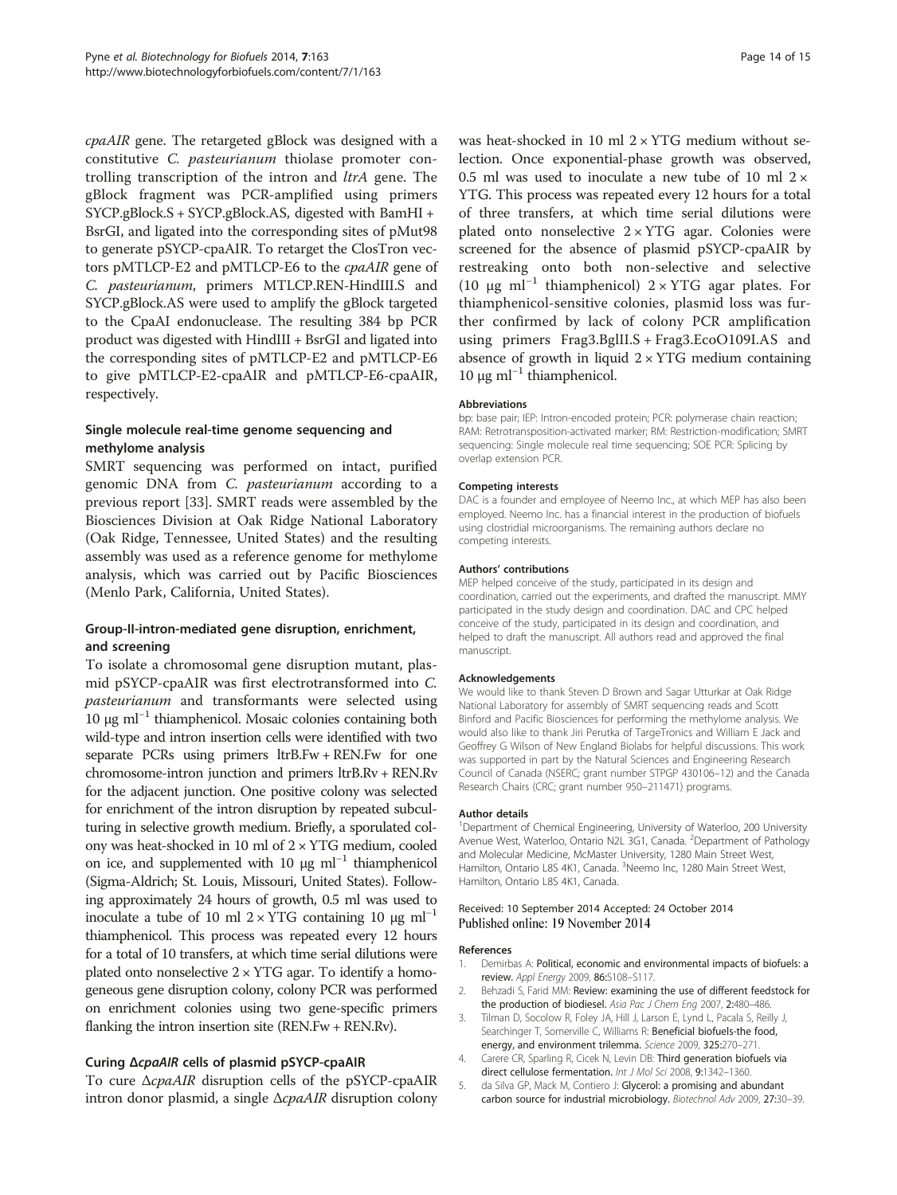*cpaAIR* gene. The retargeted gBlock was designed with a constitutive *C. pasteurianum* thiolase promoter controlling transcription of the intron and *ltrA* gene. The gBlock fragment was PCR-amplified using primers SYCP.gBlock.S + SYCP.gBlock.AS, digested with BamHI + BsrGI, and ligated into the corresponding sites of pMut98 to generate pSYCP-cpaAIR. To retarget the ClosTron vectors pMTLCP-E2 and pMTLCP-E6 to the *cpaAIR* gene of *C. pasteurianum*, primers MTLCP.REN-HindIII.S and SYCP.gBlock.AS were used to amplify the gBlock targeted to the CpaAI endonuclease. The resulting 384 bp PCR product was digested with HindIII + BsrGI and ligated into the corresponding sites of pMTLCP-E2 and pMTLCP-E6 to give pMTLCP-E2-cpaAIR and pMTLCP-E6-cpaAIR, respectively.

### Single molecule real-time genome sequencing and methylome analysis

SMRT sequencing was performed on intact, purified genomic DNA from *C. pasteurianum* according to a previous report [33]. SMRT reads were assembled by the Biosciences Division at Oak Ridge National Laboratory (Oak Ridge, Tennessee, United States) and the resulting assembly was used as a reference genome for methylome analysis, which was carried out by Pacific Biosciences (Menlo Park, California, United States).

### Group-II-intron-mediated gene disruption, enrichment, and screening

To isolate a chromosomal gene disruption mutant, plasmid pSYCP-cpaAIR was first electrotransformed into *C. pasteurianum* and transformants were selected using 10 μg ml$^{-1}$ thiamphenicol. Mosaic colonies containing both wild-type and intron insertion cells were identified with two separate PCRs using primers ltrB.Fw + REN.Fw for one chromosome-intron junction and primers ltrB.Rv + REN.Rv for the adjacent junction. One positive colony was selected for enrichment of the intron disruption by repeated subculturing in selective growth medium. Briefly, a sporulated colony was heat-shocked in 10 ml of 2 × YTG medium, cooled on ice, and supplemented with 10 μg ml$^{-1}$ thiamphenicol (Sigma-Aldrich; St. Louis, Missouri, United States). Following approximately 24 hours of growth, 0.5 ml was used to inoculate a tube of 10 ml 2 × YTG containing 10 μg ml$^{-1}$ thiamphenicol. This process was repeated every 12 hours for a total of 10 transfers, at which time serial dilutions were plated onto nonselective 2 × YTG agar. To identify a homogeneous gene disruption colony, colony PCR was performed on enrichment colonies using two gene-specific primers flanking the intron insertion site (REN.Fw + REN.Rv).

### Curing Δ*cpaAIR* cells of plasmid pSYCP-cpaAIR

To cure Δ*cpaAIR* disruption cells of the pSYCP-cpaAIR intron donor plasmid, a single Δ*cpaAIR* disruption colony was heat-shocked in 10 ml 2 × YTG medium without selection. Once exponential-phase growth was observed, 0.5 ml was used to inoculate a new tube of 10 ml 2 × YTG. This process was repeated every 12 hours for a total of three transfers, at which time serial dilutions were plated onto nonselective 2 × YTG agar. Colonies were screened for the absence of plasmid pSYCP-cpaAIR by restreaking onto both non-selective and selective (10 μg ml$^{-1}$ thiamphenicol) 2 × YTG agar plates. For thiamphenicol-sensitive colonies, plasmid loss was further confirmed by lack of colony PCR amplification using primers Frag3.BglII.S + Frag3.EcoO109I.AS and absence of growth in liquid 2 × YTG medium containing 10 μg ml$^{-1}$ thiamphenicol.

#### Abbreviations

bp: base pair; IEP: Intron-encoded protein; PCR: polymerase chain reaction; RAM: Retrotransposition-activated marker; RM: Restriction-modification; SMRT sequencing: Single molecule real time sequencing; SOE PCR: Splicing by overlap extension PCR.

#### Competing interests

DAC is a founder and employee of Neemo Inc., at which MEP has also been employed. Neemo Inc. has a financial interest in the production of biofuels using clostridial microorganisms. The remaining authors declare no competing interests.

#### Authors' contributions

MEP helped conceive of the study, participated in its design and coordination, carried out the experiments, and drafted the manuscript. MMY participated in the study design and coordination. DAC and CPC helped conceive of the study, participated in its design and coordination, and helped to draft the manuscript. All authors read and approved the final manuscript.

#### Acknowledgements

We would like to thank Steven D Brown and Sagar Utturkar at Oak Ridge National Laboratory for assembly of SMRT sequencing reads and Scott Binford and Pacific Biosciences for performing the methylome analysis. We would also like to thank Jiri Perutka of TargeTronics and William E Jack and Geoffrey G Wilson of New England Biolabs for helpful discussions. This work was supported in part by the Natural Sciences and Engineering Research Council of Canada (NSERC; grant number STPGP 430106–12) and the Canada Research Chairs (CRC; grant number 950–211471) programs.

#### Author details

[1]Department of Chemical Engineering, University of Waterloo, 200 University Avenue West, Waterloo, Ontario N2L 3G1, Canada. [2]Department of Pathology and Molecular Medicine, McMaster University, 1280 Main Street West, Hamilton, Ontario L8S 4K1, Canada. [3]Neemo Inc, 1280 Main Street West, Hamilton, Ontario L8S 4K1, Canada.

Received: 10 September 2014 Accepted: 24 October 2014
Published online: 19 November 2014

#### References

1. Demirbas A: **Political, economic and environmental impacts of biofuels: a review.** *Appl Energy* 2009, **86:**S108–S117.
2. Behzadi S, Farid MM: **Review: examining the use of different feedstock for the production of biodiesel.** *Asia Pac J Chem Eng* 2007, **2:**480–486.
3. Tilman D, Socolow R, Foley JA, Hill J, Larson E, Lynd L, Pacala S, Reilly J, Searchinger T, Somerville C, Williams R: **Beneficial biofuels-the food, energy, and environment trilemma.** *Science* 2009, **325:**270–271.
4. Carere CR, Sparling R, Cicek N, Levin DB: **Third generation biofuels via direct cellulose fermentation.** *Int J Mol Sci* 2008, **9:**1342–1360.
5. da Silva GP, Mack M, Contiero J: **Glycerol: a promising and abundant carbon source for industrial microbiology.** *Biotechnol Adv* 2009, **27:**30–39.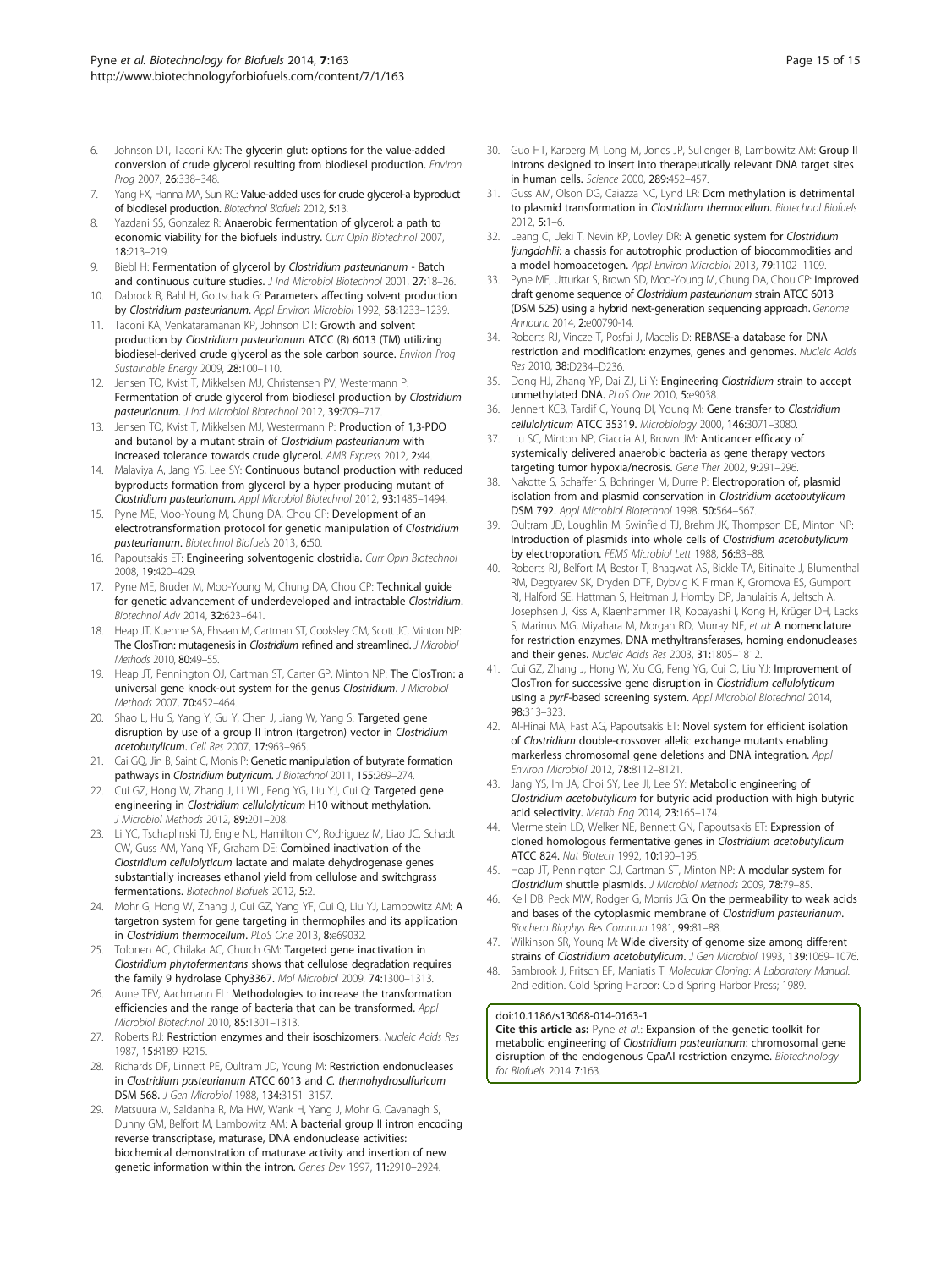6. Johnson DT, Taconi KA: **The glycerin glut: options for the value-added conversion of crude glycerol resulting from biodiesel production.** *Environ Prog* 2007, **26:**338–348.
7. Yang FX, Hanna MA, Sun RC: **Value-added uses for crude glycerol-a byproduct of biodiesel production.** *Biotechnol Biofuels* 2012, **5:**13.
8. Yazdani SS, Gonzalez R: **Anaerobic fermentation of glycerol: a path to economic viability for the biofuels industry.** *Curr Opin Biotechnol* 2007, **18:**213–219.
9. Biebl H: **Fermentation of glycerol by *Clostridium pasteurianum* - Batch and continuous culture studies.** *J Ind Microbiol Biotechnol* 2001, **27:**18–26.
10. Dabrock B, Bahl H, Gottschalk G: **Parameters affecting solvent production by *Clostridium pasteurianum*.** *Appl Environ Microbiol* 1992, **58:**1233–1239.
11. Taconi KA, Venkataramanan KP, Johnson DT: **Growth and solvent production by *Clostridium pasteurianum* ATCC (R) 6013 (TM) utilizing biodiesel-derived crude glycerol as the sole carbon source.** *Environ Prog Sustainable Energy* 2009, **28:**100–110.
12. Jensen TO, Kvist T, Mikkelsen MJ, Christensen PV, Westermann P: **Fermentation of crude glycerol from biodiesel production by *Clostridium pasteurianum*.** *J Ind Microbiol Biotechnol* 2012, **39:**709–717.
13. Jensen TO, Kvist T, Mikkelsen MJ, Westermann P: **Production of 1,3-PDO and butanol by a mutant strain of *Clostridium pasteurianum* with increased tolerance towards crude glycerol.** *AMB Express* 2012, **2:**44.
14. Malaviya A, Jang YS, Lee SY: **Continuous butanol production with reduced byproducts formation from glycerol by a hyper producing mutant of *Clostridium pasteurianum*.** *Appl Microbiol Biotechnol* 2012, **93:**1485–1494.
15. Pyne ME, Moo-Young M, Chung DA, Chou CP: **Development of an electrotransformation protocol for genetic manipulation of *Clostridium pasteurianum*.** *Biotechnol Biofuels* 2013, **6:**50.
16. Papoutsakis ET: **Engineering solventogenic clostridia.** *Curr Opin Biotechnol* 2008, **19:**420–429.
17. Pyne ME, Bruder M, Moo-Young M, Chung DA, Chou CP: **Technical guide for genetic advancement of underdeveloped and intractable *Clostridium*.** *Biotechnol Adv* 2014, **32:**623–641.
18. Heap JT, Kuehne SA, Ehsaan M, Cartman ST, Cooksley CM, Scott JC, Minton NP: **The ClosTron: mutagenesis in *Clostridium* refined and streamlined.** *J Microbiol Methods* 2010, **80:**49–55.
19. Heap JT, Pennington OJ, Cartman ST, Carter GP, Minton NP: **The ClosTron: a universal gene knock-out system for the genus *Clostridium*.** *J Microbiol Methods* 2007, **70:**452–464.
20. Shao L, Hu S, Yang Y, Gu Y, Chen J, Jiang W, Yang S: **Targeted gene disruption by use of a group II intron (targetron) vector in *Clostridium acetobutylicum*.** *Cell Res* 2007, **17:**963–965.
21. Cai GQ, Jin B, Saint C, Monis P: **Genetic manipulation of butyrate formation pathways in *Clostridium butyricum*.** *J Biotechnol* 2011, **155:**269–274.
22. Cui GZ, Hong W, Zhang J, Li WL, Feng YG, Liu YJ, Cui Q: **Targeted gene engineering in *Clostridium cellulolyticum* H10 without methylation.** *J Microbiol Methods* 2012, **89:**201–208.
23. Li YC, Tschaplinski TJ, Engle NL, Hamilton CY, Rodriguez M, Liao JC, Schadt CW, Guss AM, Yang YF, Graham DE: **Combined inactivation of the *Clostridium cellulolyticum* lactate and malate dehydrogenase genes substantially increases ethanol yield from cellulose and switchgrass fermentations.** *Biotechnol Biofuels* 2012, **5:**2.
24. Mohr G, Hong W, Zhang J, Cui GZ, Yang YF, Cui Q, Liu YJ, Lambowitz AM: **A targetron system for gene targeting in thermophiles and its application in *Clostridium thermocellum*.** *PLoS One* 2013, **8:**e69032.
25. Tolonen AC, Chilaka AC, Church GM: **Targeted gene inactivation in *Clostridium phytofermentans* shows that cellulose degradation requires the family 9 hydrolase Cphy3367.** *Mol Microbiol* 2009, **74:**1300–1313.
26. Aune TEV, Aachmann FL: **Methodologies to increase the transformation efficiencies and the range of bacteria that can be transformed.** *Appl Microbiol Biotechnol* 2010, **85:**1301–1313.
27. Roberts RJ: **Restriction enzymes and their isoschizomers.** *Nucleic Acids Res* 1987, **15:**R189–R215.
28. Richards DF, Linnett PE, Oultram JD, Young M: **Restriction endonucleases in *Clostridium pasteurianum* ATCC 6013 and *C. thermohydrosulfuricum* DSM 568.** *J Gen Microbiol* 1988, **134:**3151–3157.
29. Matsuura M, Saldanha R, Ma HW, Wank H, Yang J, Mohr G, Cavanagh S, Dunny GM, Belfort M, Lambowitz AM: **A bacterial group II intron encoding reverse transcriptase, maturase, DNA endonuclease activities: biochemical demonstration of maturase activity and insertion of new genetic information within the intron.** *Genes Dev* 1997, **11:**2910–2924.
30. Guo HT, Karberg M, Long M, Jones JP, Sullenger B, Lambowitz AM: **Group II introns designed to insert into therapeutically relevant DNA target sites in human cells.** *Science* 2000, **289:**452–457.
31. Guss AM, Olson DG, Caiazza NC, Lynd LR: **Dcm methylation is detrimental to plasmid transformation in *Clostridium thermocellum*.** *Biotechnol Biofuels* 2012, **5:**1–6.
32. Leang C, Ueki T, Nevin KP, Lovley DR: **A genetic system for *Clostridium ljungdahlii*: a chassis for autotrophic production of biocommodities and a model homoacetogen.** *Appl Environ Microbiol* 2013, **79:**1102–1109.
33. Pyne ME, Utturkar S, Brown SD, Moo-Young M, Chung DA, Chou CP: **Improved draft genome sequence of *Clostridium pasteurianum* strain ATCC 6013 (DSM 525) using a hybrid next-generation sequencing approach.** *Genome Announc* 2014, **2:**e00790-14.
34. Roberts RJ, Vincze T, Posfai J, Macelis D: **REBASE-a database for DNA restriction and modification: enzymes, genes and genomes.** *Nucleic Acids Res* 2010, **38:**D234–D236.
35. Dong HJ, Zhang YP, Dai ZJ, Li Y: **Engineering *Clostridium* strain to accept unmethylated DNA.** *PLoS One* 2010, **5:**e9038.
36. Jennert KCB, Tardif C, Young DI, Young M: **Gene transfer to *Clostridium cellulolyticum* ATCC 35319.** *Microbiology* 2000, **146:**3071–3080.
37. Liu SC, Minton NP, Giaccia AJ, Brown JM: **Anticancer efficacy of systemically delivered anaerobic bacteria as gene therapy vectors targeting tumor hypoxia/necrosis.** *Gene Ther* 2002, **9:**291–296.
38. Nakotte S, Schaffer S, Bohringer M, Durre P: **Electroporation of, plasmid isolation from and plasmid conservation in *Clostridium acetobutylicum* DSM 792.** *Appl Microbiol Biotechnol* 1998, **50:**564–567.
39. Oultram JD, Loughlin M, Swinfield TJ, Brehm JK, Thompson DE, Minton NP: **Introduction of plasmids into whole cells of *Clostridium acetobutylicum* by electroporation.** *FEMS Microbiol Lett* 1988, **56:**83–88.
40. Roberts RJ, Belfort M, Bestor T, Bhagwat AS, Bickle TA, Bitinaite J, Blumenthal RM, Degtyarev SK, Dryden DTF, Dybvig K, Firman K, Gromova ES, Gumport RI, Halford SE, Hattman S, Heitman J, Hornby DP, Janulaitis A, Jeltsch A, Josephsen J, Kiss A, Klaenhammer TR, Kobayashi I, Kong H, Krüger DH, Lacks S, Marinus MG, Miyahara M, Morgan RD, Murray NE, *et al*: **A nomenclature for restriction enzymes, DNA methyltransferases, homing endonucleases and their genes.** *Nucleic Acids Res* 2003, **31:**1805–1812.
41. Cui GZ, Zhang J, Hong W, Xu CG, Feng YG, Cui Q, Liu YJ: **Improvement of ClosTron for successive gene disruption in *Clostridium cellulolyticum* using a *pyrF*-based screening system.** *Appl Microbiol Biotechnol* 2014, **98:**313–323.
42. Al-Hinai MA, Fast AG, Papoutsakis ET: **Novel system for efficient isolation of *Clostridium* double-crossover allelic exchange mutants enabling markerless chromosomal gene deletions and DNA integration.** *Appl Environ Microbiol* 2012, **78:**8112–8121.
43. Jang YS, Im JA, Choi SY, Lee JI, Lee SY: **Metabolic engineering of *Clostridium acetobutylicum* for butyric acid production with high butyric acid selectivity.** *Metab Eng* 2014, **23:**165–174.
44. Mermelstein LD, Welker NE, Bennett GN, Papoutsakis ET: **Expression of cloned homologous fermentative genes in *Clostridium acetobutylicum* ATCC 824.** *Nat Biotech* 1992, **10:**190–195.
45. Heap JT, Pennington OJ, Cartman ST, Minton NP: **A modular system for *Clostridium* shuttle plasmids.** *J Microbiol Methods* 2009, **78:**79–85.
46. Kell DB, Peck MW, Rodger G, Morris JG: **On the permeability to weak acids and bases of the cytoplasmic membrane of *Clostridium pasteurianum*.** *Biochem Biophys Res Commun* 1981, **99:**81–88.
47. Wilkinson SR, Young M: **Wide diversity of genome size among different strains of *Clostridium acetobutylicum*.** *J Gen Microbiol* 1993, **139:**1069–1076.
48. Sambrook J, Fritsch EF, Maniatis T: *Molecular Cloning: A Laboratory Manual.* 2nd edition. Cold Spring Harbor: Cold Spring Harbor Press; 1989.

doi:10.1186/s13068-014-0163-1

**Cite this article as:** Pyne *et al.*: Expansion of the genetic toolkit for metabolic engineering of *Clostridium pasteurianum*: chromosomal gene disruption of the endogenous CpaAI restriction enzyme. *Biotechnology for Biofuels* 2014 **7**:163.